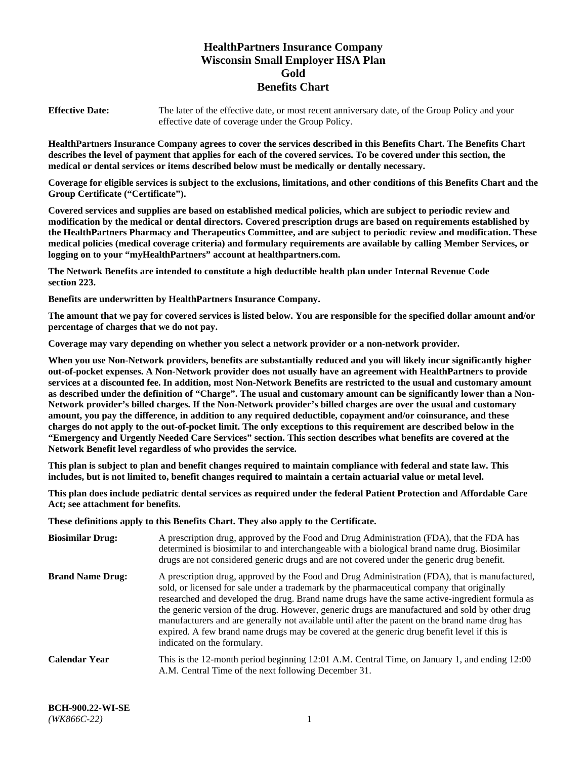# HealthPartners Insurance Company
# Wisconsin Small Employer HSA Plan
# Gold
# Benefits Chart

**Effective Date:** The later of the effective date, or most recent anniversary date, of the Group Policy and your effective date of coverage under the Group Policy.

**HealthPartners Insurance Company agrees to cover the services described in this Benefits Chart. The Benefits Chart describes the level of payment that applies for each of the covered services. To be covered under this section, the medical or dental services or items described below must be medically or dentally necessary.**

**Coverage for eligible services is subject to the exclusions, limitations, and other conditions of this Benefits Chart and the Group Certificate ("Certificate").**

**Covered services and supplies are based on established medical policies, which are subject to periodic review and modification by the medical or dental directors. Covered prescription drugs are based on requirements established by the HealthPartners Pharmacy and Therapeutics Committee, and are subject to periodic review and modification. These medical policies (medical coverage criteria) and formulary requirements are available by calling Member Services, or logging on to your "myHealthPartners" account at healthpartners.com.**

**The Network Benefits are intended to constitute a high deductible health plan under Internal Revenue Code section 223.**

**Benefits are underwritten by HealthPartners Insurance Company.**

**The amount that we pay for covered services is listed below. You are responsible for the specified dollar amount and/or percentage of charges that we do not pay.**

**Coverage may vary depending on whether you select a network provider or a non-network provider.**

**When you use Non-Network providers, benefits are substantially reduced and you will likely incur significantly higher out-of-pocket expenses. A Non-Network provider does not usually have an agreement with HealthPartners to provide services at a discounted fee. In addition, most Non-Network Benefits are restricted to the usual and customary amount as described under the definition of "Charge". The usual and customary amount can be significantly lower than a Non-Network provider's billed charges. If the Non-Network provider's billed charges are over the usual and customary amount, you pay the difference, in addition to any required deductible, copayment and/or coinsurance, and these charges do not apply to the out-of-pocket limit. The only exceptions to this requirement are described below in the "Emergency and Urgently Needed Care Services" section. This section describes what benefits are covered at the Network Benefit level regardless of who provides the service.**

**This plan is subject to plan and benefit changes required to maintain compliance with federal and state law. This includes, but is not limited to, benefit changes required to maintain a certain actuarial value or metal level.**

**This plan does include pediatric dental services as required under the federal Patient Protection and Affordable Care Act; see attachment for benefits.**

**These definitions apply to this Benefits Chart. They also apply to the Certificate.**

**Biosimilar Drug:** A prescription drug, approved by the Food and Drug Administration (FDA), that the FDA has determined is biosimilar to and interchangeable with a biological brand name drug. Biosimilar drugs are not considered generic drugs and are not covered under the generic drug benefit.

**Brand Name Drug:** A prescription drug, approved by the Food and Drug Administration (FDA), that is manufactured, sold, or licensed for sale under a trademark by the pharmaceutical company that originally researched and developed the drug. Brand name drugs have the same active-ingredient formula as the generic version of the drug. However, generic drugs are manufactured and sold by other drug manufacturers and are generally not available until after the patent on the brand name drug has expired. A few brand name drugs may be covered at the generic drug benefit level if this is indicated on the formulary.

**Calendar Year** This is the 12-month period beginning 12:01 A.M. Central Time, on January 1, and ending 12:00 A.M. Central Time of the next following December 31.

**BCH-900.22-WI-SE**
*(WK866C-22)*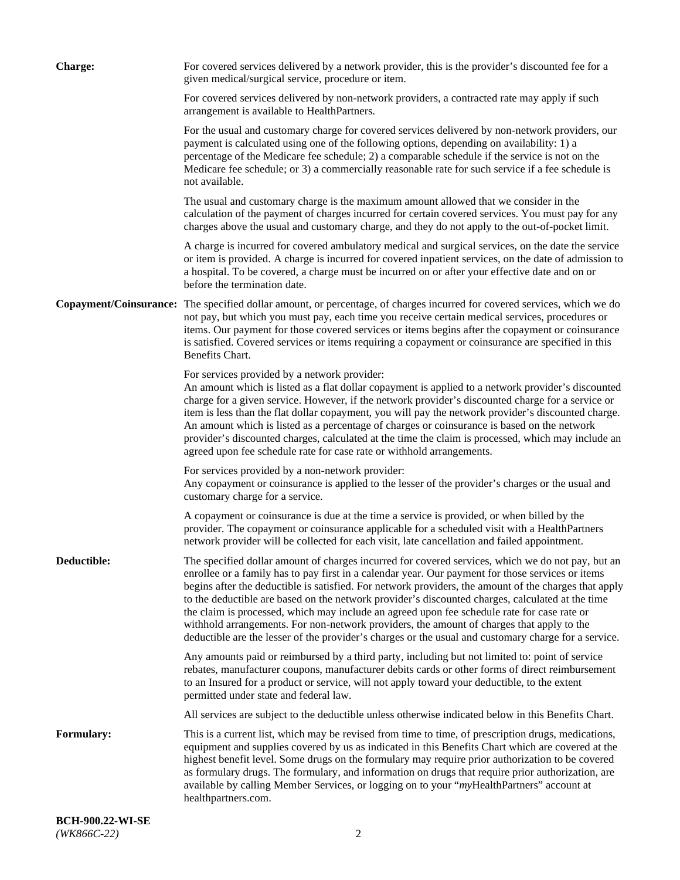**Charge:** For covered services delivered by a network provider, this is the provider's discounted fee for a given medical/surgical service, procedure or item.

For covered services delivered by non-network providers, a contracted rate may apply if such arrangement is available to HealthPartners.

For the usual and customary charge for covered services delivered by non-network providers, our payment is calculated using one of the following options, depending on availability: 1) a percentage of the Medicare fee schedule; 2) a comparable schedule if the service is not on the Medicare fee schedule; or 3) a commercially reasonable rate for such service if a fee schedule is not available.

The usual and customary charge is the maximum amount allowed that we consider in the calculation of the payment of charges incurred for certain covered services. You must pay for any charges above the usual and customary charge, and they do not apply to the out-of-pocket limit.

A charge is incurred for covered ambulatory medical and surgical services, on the date the service or item is provided. A charge is incurred for covered inpatient services, on the date of admission to a hospital. To be covered, a charge must be incurred on or after your effective date and on or before the termination date.

**Copayment/Coinsurance:** The specified dollar amount, or percentage, of charges incurred for covered services, which we do not pay, but which you must pay, each time you receive certain medical services, procedures or items. Our payment for those covered services or items begins after the copayment or coinsurance is satisfied. Covered services or items requiring a copayment or coinsurance are specified in this Benefits Chart.

For services provided by a network provider:
An amount which is listed as a flat dollar copayment is applied to a network provider's discounted charge for a given service. However, if the network provider's discounted charge for a service or item is less than the flat dollar copayment, you will pay the network provider's discounted charge. An amount which is listed as a percentage of charges or coinsurance is based on the network provider's discounted charges, calculated at the time the claim is processed, which may include an agreed upon fee schedule rate for case rate or withhold arrangements.

For services provided by a non-network provider:
Any copayment or coinsurance is applied to the lesser of the provider's charges or the usual and customary charge for a service.

A copayment or coinsurance is due at the time a service is provided, or when billed by the provider. The copayment or coinsurance applicable for a scheduled visit with a HealthPartners network provider will be collected for each visit, late cancellation and failed appointment.

**Deductible:** The specified dollar amount of charges incurred for covered services, which we do not pay, but an enrollee or a family has to pay first in a calendar year. Our payment for those services or items begins after the deductible is satisfied. For network providers, the amount of the charges that apply to the deductible are based on the network provider's discounted charges, calculated at the time the claim is processed, which may include an agreed upon fee schedule rate for case rate or withhold arrangements. For non-network providers, the amount of charges that apply to the deductible are the lesser of the provider's charges or the usual and customary charge for a service.

Any amounts paid or reimbursed by a third party, including but not limited to: point of service rebates, manufacturer coupons, manufacturer debits cards or other forms of direct reimbursement to an Insured for a product or service, will not apply toward your deductible, to the extent permitted under state and federal law.

All services are subject to the deductible unless otherwise indicated below in this Benefits Chart.

**Formulary:** This is a current list, which may be revised from time to time, of prescription drugs, medications, equipment and supplies covered by us as indicated in this Benefits Chart which are covered at the highest benefit level. Some drugs on the formulary may require prior authorization to be covered as formulary drugs. The formulary, and information on drugs that require prior authorization, are available by calling Member Services, or logging on to your "*my*HealthPartners" account at healthpartners.com.

**BCH-900.22-WI-SE**
*(WK866C-22)*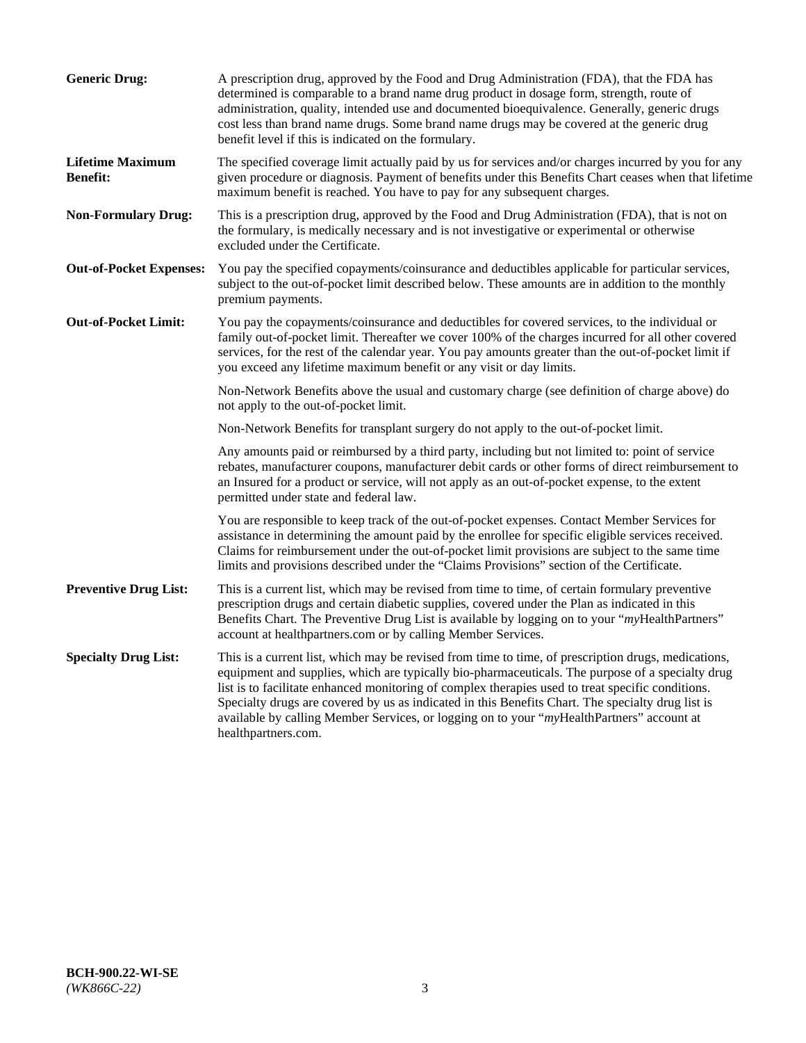**Generic Drug:** A prescription drug, approved by the Food and Drug Administration (FDA), that the FDA has determined is comparable to a brand name drug product in dosage form, strength, route of administration, quality, intended use and documented bioequivalence. Generally, generic drugs cost less than brand name drugs. Some brand name drugs may be covered at the generic drug benefit level if this is indicated on the formulary.

**Lifetime Maximum Benefit:** The specified coverage limit actually paid by us for services and/or charges incurred by you for any given procedure or diagnosis. Payment of benefits under this Benefits Chart ceases when that lifetime maximum benefit is reached. You have to pay for any subsequent charges.

**Non-Formulary Drug:** This is a prescription drug, approved by the Food and Drug Administration (FDA), that is not on the formulary, is medically necessary and is not investigative or experimental or otherwise excluded under the Certificate.

**Out-of-Pocket Expenses:** You pay the specified copayments/coinsurance and deductibles applicable for particular services, subject to the out-of-pocket limit described below. These amounts are in addition to the monthly premium payments.

**Out-of-Pocket Limit:** You pay the copayments/coinsurance and deductibles for covered services, to the individual or family out-of-pocket limit. Thereafter we cover 100% of the charges incurred for all other covered services, for the rest of the calendar year. You pay amounts greater than the out-of-pocket limit if you exceed any lifetime maximum benefit or any visit or day limits.

Non-Network Benefits above the usual and customary charge (see definition of charge above) do not apply to the out-of-pocket limit.

Non-Network Benefits for transplant surgery do not apply to the out-of-pocket limit.

Any amounts paid or reimbursed by a third party, including but not limited to: point of service rebates, manufacturer coupons, manufacturer debit cards or other forms of direct reimbursement to an Insured for a product or service, will not apply as an out-of-pocket expense, to the extent permitted under state and federal law.

You are responsible to keep track of the out-of-pocket expenses. Contact Member Services for assistance in determining the amount paid by the enrollee for specific eligible services received. Claims for reimbursement under the out-of-pocket limit provisions are subject to the same time limits and provisions described under the "Claims Provisions" section of the Certificate.

**Preventive Drug List:** This is a current list, which may be revised from time to time, of certain formulary preventive prescription drugs and certain diabetic supplies, covered under the Plan as indicated in this Benefits Chart. The Preventive Drug List is available by logging on to your "*my*HealthPartners" account at healthpartners.com or by calling Member Services.

**Specialty Drug List:** This is a current list, which may be revised from time to time, of prescription drugs, medications, equipment and supplies, which are typically bio-pharmaceuticals. The purpose of a specialty drug list is to facilitate enhanced monitoring of complex therapies used to treat specific conditions. Specialty drugs are covered by us as indicated in this Benefits Chart. The specialty drug list is available by calling Member Services, or logging on to your "*my*HealthPartners" account at healthpartners.com.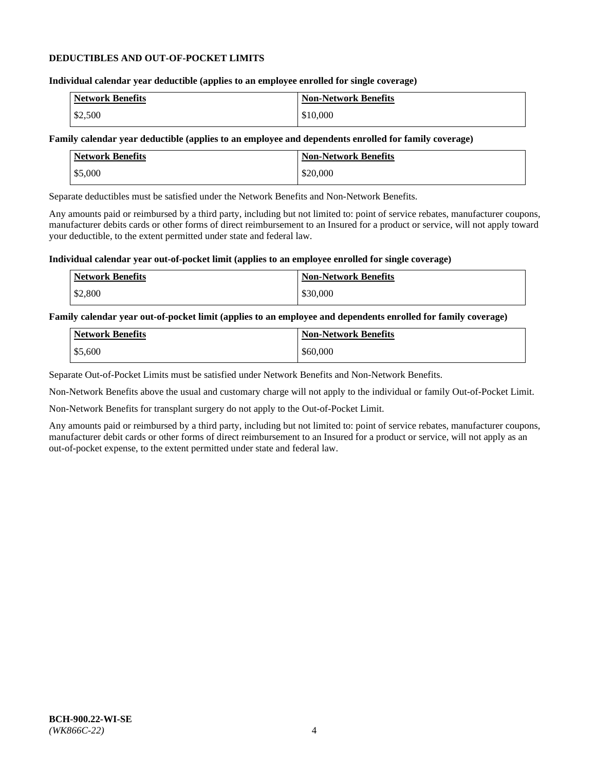**DEDUCTIBLES AND OUT-OF-POCKET LIMITS**

**Individual calendar year deductible (applies to an employee enrolled for single coverage)**

| Network Benefits | Non-Network Benefits |
|---|---|
| $2,500 | $10,000 |

**Family calendar year deductible (applies to an employee and dependents enrolled for family coverage)**

| Network Benefits | Non-Network Benefits |
|---|---|
| $5,000 | $20,000 |

Separate deductibles must be satisfied under the Network Benefits and Non-Network Benefits.

Any amounts paid or reimbursed by a third party, including but not limited to: point of service rebates, manufacturer coupons, manufacturer debits cards or other forms of direct reimbursement to an Insured for a product or service, will not apply toward your deductible, to the extent permitted under state and federal law.

**Individual calendar year out-of-pocket limit (applies to an employee enrolled for single coverage)**

| Network Benefits | Non-Network Benefits |
|---|---|
| $2,800 | $30,000 |

**Family calendar year out-of-pocket limit (applies to an employee and dependents enrolled for family coverage)**

| Network Benefits | Non-Network Benefits |
|---|---|
| $5,600 | $60,000 |

Separate Out-of-Pocket Limits must be satisfied under Network Benefits and Non-Network Benefits.

Non-Network Benefits above the usual and customary charge will not apply to the individual or family Out-of-Pocket Limit.

Non-Network Benefits for transplant surgery do not apply to the Out-of-Pocket Limit.

Any amounts paid or reimbursed by a third party, including but not limited to: point of service rebates, manufacturer coupons, manufacturer debit cards or other forms of direct reimbursement to an Insured for a product or service, will not apply as an out-of-pocket expense, to the extent permitted under state and federal law.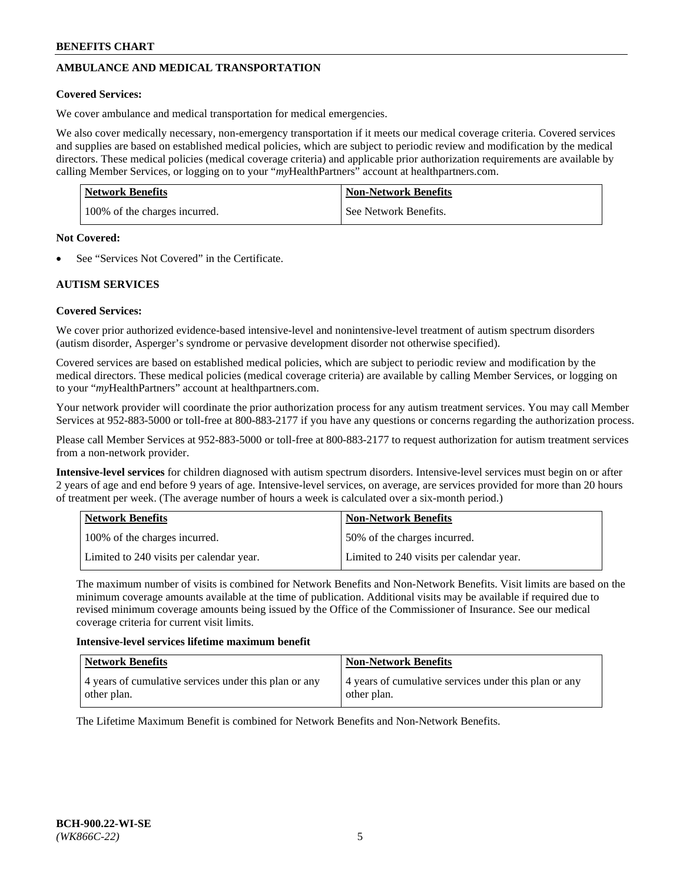## AMBULANCE AND MEDICAL TRANSPORTATION

**Covered Services:**

We cover ambulance and medical transportation for medical emergencies.

We also cover medically necessary, non-emergency transportation if it meets our medical coverage criteria. Covered services and supplies are based on established medical policies, which are subject to periodic review and modification by the medical directors. These medical policies (medical coverage criteria) and applicable prior authorization requirements are available by calling Member Services, or logging on to your "*my*HealthPartners" account at healthpartners.com.

| Network Benefits | Non-Network Benefits |
|---|---|
| 100% of the charges incurred. | See Network Benefits. |

**Not Covered:**

- See "Services Not Covered" in the Certificate.

## AUTISM SERVICES

**Covered Services:**

We cover prior authorized evidence-based intensive-level and nonintensive-level treatment of autism spectrum disorders (autism disorder, Asperger's syndrome or pervasive development disorder not otherwise specified).

Covered services are based on established medical policies, which are subject to periodic review and modification by the medical directors. These medical policies (medical coverage criteria) are available by calling Member Services, or logging on to your "*my*HealthPartners" account at healthpartners.com.

Your network provider will coordinate the prior authorization process for any autism treatment services. You may call Member Services at 952-883-5000 or toll-free at 800-883-2177 if you have any questions or concerns regarding the authorization process.

Please call Member Services at 952-883-5000 or toll-free at 800-883-2177 to request authorization for autism treatment services from a non-network provider.

**Intensive-level services** for children diagnosed with autism spectrum disorders. Intensive-level services must begin on or after 2 years of age and end before 9 years of age. Intensive-level services, on average, are services provided for more than 20 hours of treatment per week. (The average number of hours a week is calculated over a six-month period.)

| Network Benefits | Non-Network Benefits |
|---|---|
| 100% of the charges incurred. | 50% of the charges incurred. |
| Limited to 240 visits per calendar year. | Limited to 240 visits per calendar year. |

The maximum number of visits is combined for Network Benefits and Non-Network Benefits. Visit limits are based on the minimum coverage amounts available at the time of publication. Additional visits may be available if required due to revised minimum coverage amounts being issued by the Office of the Commissioner of Insurance. See our medical coverage criteria for current visit limits.

**Intensive-level services lifetime maximum benefit**

| Network Benefits | Non-Network Benefits |
|---|---|
| 4 years of cumulative services under this plan or any other plan. | 4 years of cumulative services under this plan or any other plan. |

The Lifetime Maximum Benefit is combined for Network Benefits and Non-Network Benefits.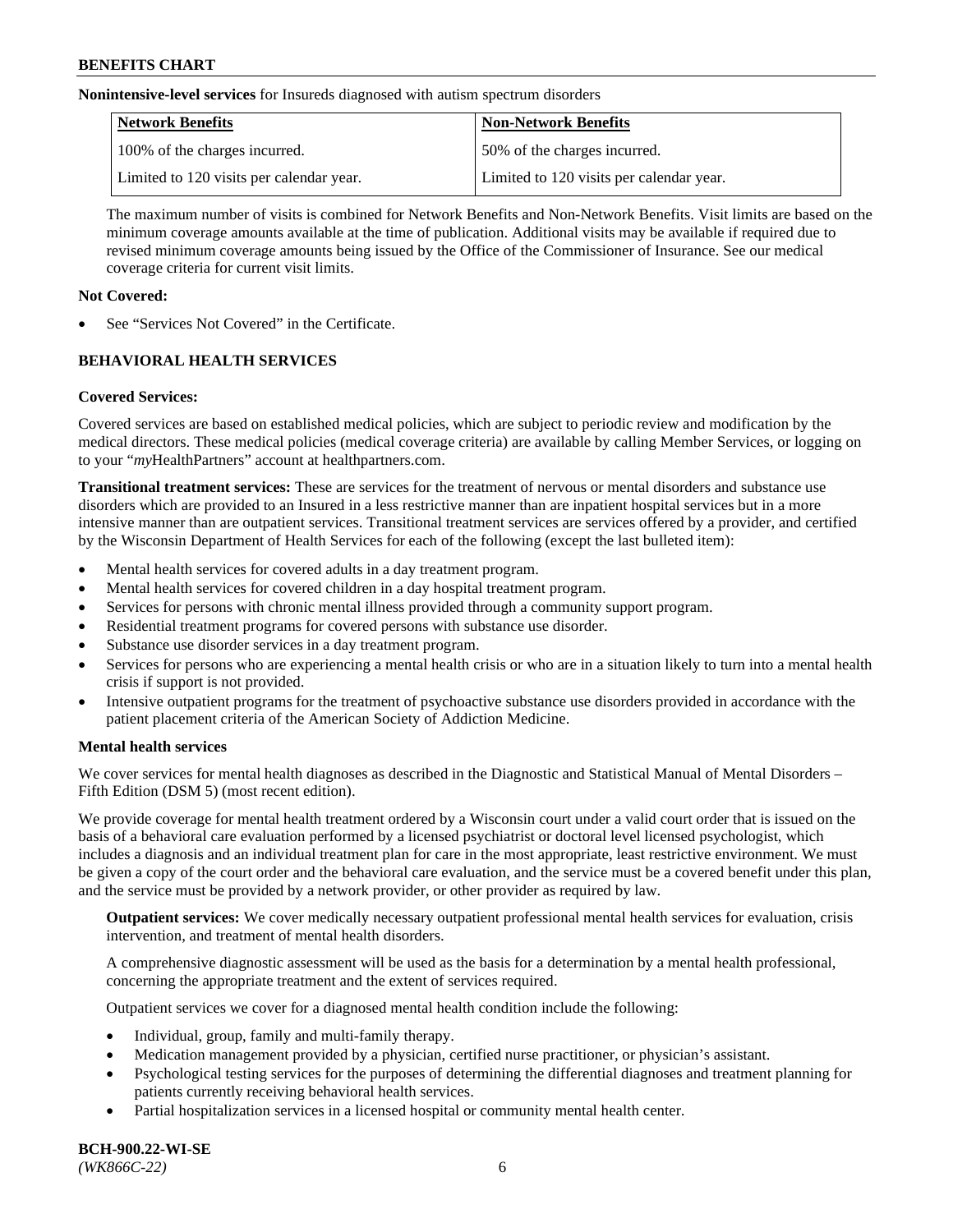**Nonintensive-level services** for Insureds diagnosed with autism spectrum disorders

| Network Benefits | Non-Network Benefits |
| --- | --- |
| 100% of the charges incurred. | 50% of the charges incurred. |
| Limited to 120 visits per calendar year. | Limited to 120 visits per calendar year. |

The maximum number of visits is combined for Network Benefits and Non-Network Benefits. Visit limits are based on the minimum coverage amounts available at the time of publication. Additional visits may be available if required due to revised minimum coverage amounts being issued by the Office of the Commissioner of Insurance. See our medical coverage criteria for current visit limits.

**Not Covered:**

- See "Services Not Covered" in the Certificate.

**BEHAVIORAL HEALTH SERVICES**

**Covered Services:**

Covered services are based on established medical policies, which are subject to periodic review and modification by the medical directors. These medical policies (medical coverage criteria) are available by calling Member Services, or logging on to your "*my*HealthPartners" account at healthpartners.com.

**Transitional treatment services:** These are services for the treatment of nervous or mental disorders and substance use disorders which are provided to an Insured in a less restrictive manner than are inpatient hospital services but in a more intensive manner than are outpatient services. Transitional treatment services are services offered by a provider, and certified by the Wisconsin Department of Health Services for each of the following (except the last bulleted item):

- Mental health services for covered adults in a day treatment program.
- Mental health services for covered children in a day hospital treatment program.
- Services for persons with chronic mental illness provided through a community support program.
- Residential treatment programs for covered persons with substance use disorder.
- Substance use disorder services in a day treatment program.
- Services for persons who are experiencing a mental health crisis or who are in a situation likely to turn into a mental health crisis if support is not provided.
- Intensive outpatient programs for the treatment of psychoactive substance use disorders provided in accordance with the patient placement criteria of the American Society of Addiction Medicine.

**Mental health services**

We cover services for mental health diagnoses as described in the Diagnostic and Statistical Manual of Mental Disorders – Fifth Edition (DSM 5) (most recent edition).

We provide coverage for mental health treatment ordered by a Wisconsin court under a valid court order that is issued on the basis of a behavioral care evaluation performed by a licensed psychiatrist or doctoral level licensed psychologist, which includes a diagnosis and an individual treatment plan for care in the most appropriate, least restrictive environment. We must be given a copy of the court order and the behavioral care evaluation, and the service must be a covered benefit under this plan, and the service must be provided by a network provider, or other provider as required by law.

**Outpatient services:** We cover medically necessary outpatient professional mental health services for evaluation, crisis intervention, and treatment of mental health disorders.

A comprehensive diagnostic assessment will be used as the basis for a determination by a mental health professional, concerning the appropriate treatment and the extent of services required.

Outpatient services we cover for a diagnosed mental health condition include the following:

- Individual, group, family and multi-family therapy.
- Medication management provided by a physician, certified nurse practitioner, or physician's assistant.
- Psychological testing services for the purposes of determining the differential diagnoses and treatment planning for patients currently receiving behavioral health services.
- Partial hospitalization services in a licensed hospital or community mental health center.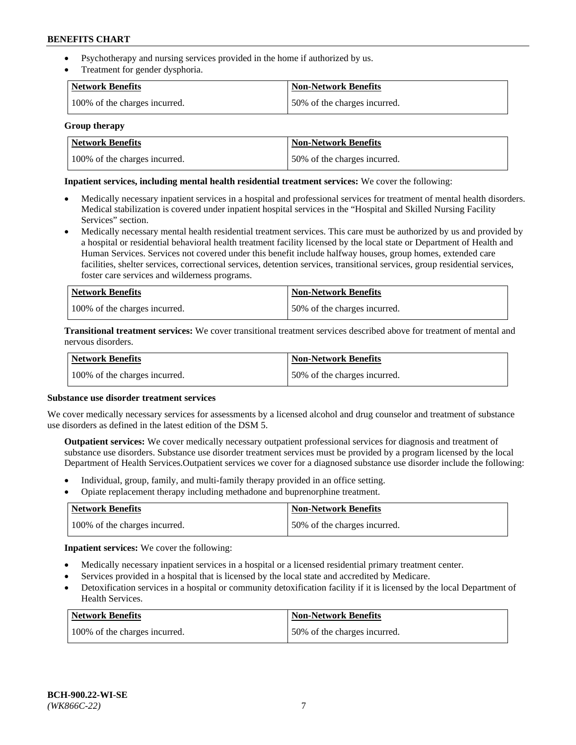- Psychotherapy and nursing services provided in the home if authorized by us.
- Treatment for gender dysphoria.

| Network Benefits | Non-Network Benefits |
| --- | --- |
| 100% of the charges incurred. | 50% of the charges incurred. |

**Group therapy**

| Network Benefits | Non-Network Benefits |
| --- | --- |
| 100% of the charges incurred. | 50% of the charges incurred. |

**Inpatient services, including mental health residential treatment services:** We cover the following:

- Medically necessary inpatient services in a hospital and professional services for treatment of mental health disorders. Medical stabilization is covered under inpatient hospital services in the "Hospital and Skilled Nursing Facility Services" section.
- Medically necessary mental health residential treatment services. This care must be authorized by us and provided by a hospital or residential behavioral health treatment facility licensed by the local state or Department of Health and Human Services. Services not covered under this benefit include halfway houses, group homes, extended care facilities, shelter services, correctional services, detention services, transitional services, group residential services, foster care services and wilderness programs.

| Network Benefits | Non-Network Benefits |
| --- | --- |
| 100% of the charges incurred. | 50% of the charges incurred. |

**Transitional treatment services:** We cover transitional treatment services described above for treatment of mental and nervous disorders.

| Network Benefits | Non-Network Benefits |
| --- | --- |
| 100% of the charges incurred. | 50% of the charges incurred. |

**Substance use disorder treatment services**

We cover medically necessary services for assessments by a licensed alcohol and drug counselor and treatment of substance use disorders as defined in the latest edition of the DSM 5.

**Outpatient services:** We cover medically necessary outpatient professional services for diagnosis and treatment of substance use disorders. Substance use disorder treatment services must be provided by a program licensed by the local Department of Health Services.Outpatient services we cover for a diagnosed substance use disorder include the following:

- Individual, group, family, and multi-family therapy provided in an office setting.
- Opiate replacement therapy including methadone and buprenorphine treatment.

| Network Benefits | Non-Network Benefits |
| --- | --- |
| 100% of the charges incurred. | 50% of the charges incurred. |

**Inpatient services:** We cover the following:

- Medically necessary inpatient services in a hospital or a licensed residential primary treatment center.
- Services provided in a hospital that is licensed by the local state and accredited by Medicare.
- Detoxification services in a hospital or community detoxification facility if it is licensed by the local Department of Health Services.

| Network Benefits | Non-Network Benefits |
| --- | --- |
| 100% of the charges incurred. | 50% of the charges incurred. |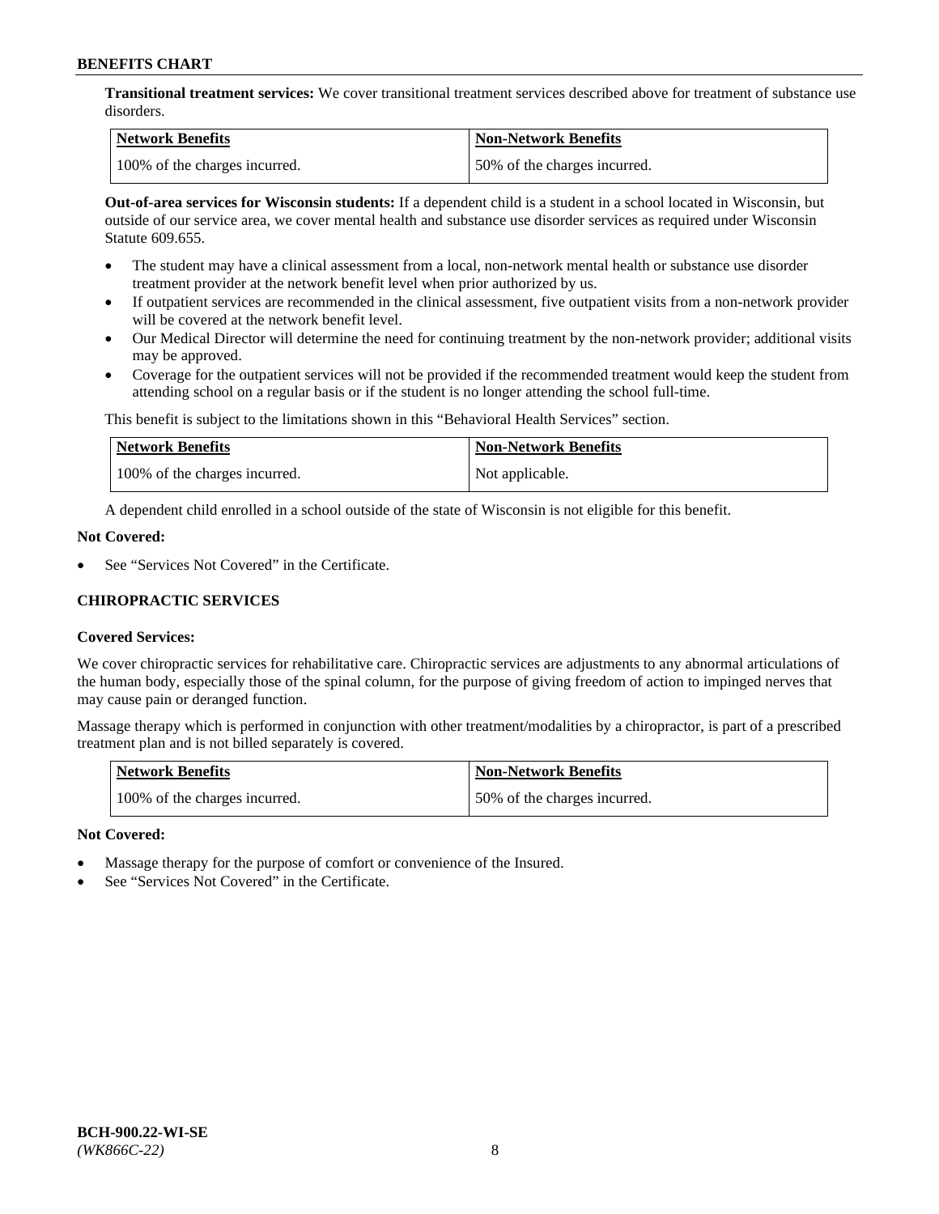**Transitional treatment services:** We cover transitional treatment services described above for treatment of substance use disorders.

| Network Benefits | Non-Network Benefits |
| --- | --- |
| 100% of the charges incurred. | 50% of the charges incurred. |

**Out-of-area services for Wisconsin students:** If a dependent child is a student in a school located in Wisconsin, but outside of our service area, we cover mental health and substance use disorder services as required under Wisconsin Statute 609.655.

- The student may have a clinical assessment from a local, non-network mental health or substance use disorder treatment provider at the network benefit level when prior authorized by us.
- If outpatient services are recommended in the clinical assessment, five outpatient visits from a non-network provider will be covered at the network benefit level.
- Our Medical Director will determine the need for continuing treatment by the non-network provider; additional visits may be approved.
- Coverage for the outpatient services will not be provided if the recommended treatment would keep the student from attending school on a regular basis or if the student is no longer attending the school full-time.

This benefit is subject to the limitations shown in this "Behavioral Health Services" section.

| Network Benefits | Non-Network Benefits |
| --- | --- |
| 100% of the charges incurred. | Not applicable. |

A dependent child enrolled in a school outside of the state of Wisconsin is not eligible for this benefit.

**Not Covered:**

- See "Services Not Covered" in the Certificate.

## CHIROPRACTIC SERVICES

**Covered Services:**

We cover chiropractic services for rehabilitative care. Chiropractic services are adjustments to any abnormal articulations of the human body, especially those of the spinal column, for the purpose of giving freedom of action to impinged nerves that may cause pain or deranged function.

Massage therapy which is performed in conjunction with other treatment/modalities by a chiropractor, is part of a prescribed treatment plan and is not billed separately is covered.

| Network Benefits | Non-Network Benefits |
| --- | --- |
| 100% of the charges incurred. | 50% of the charges incurred. |

**Not Covered:**

- Massage therapy for the purpose of comfort or convenience of the Insured.
- See "Services Not Covered" in the Certificate.

**BCH-900.22-WI-SE**
*(WK866C-22)*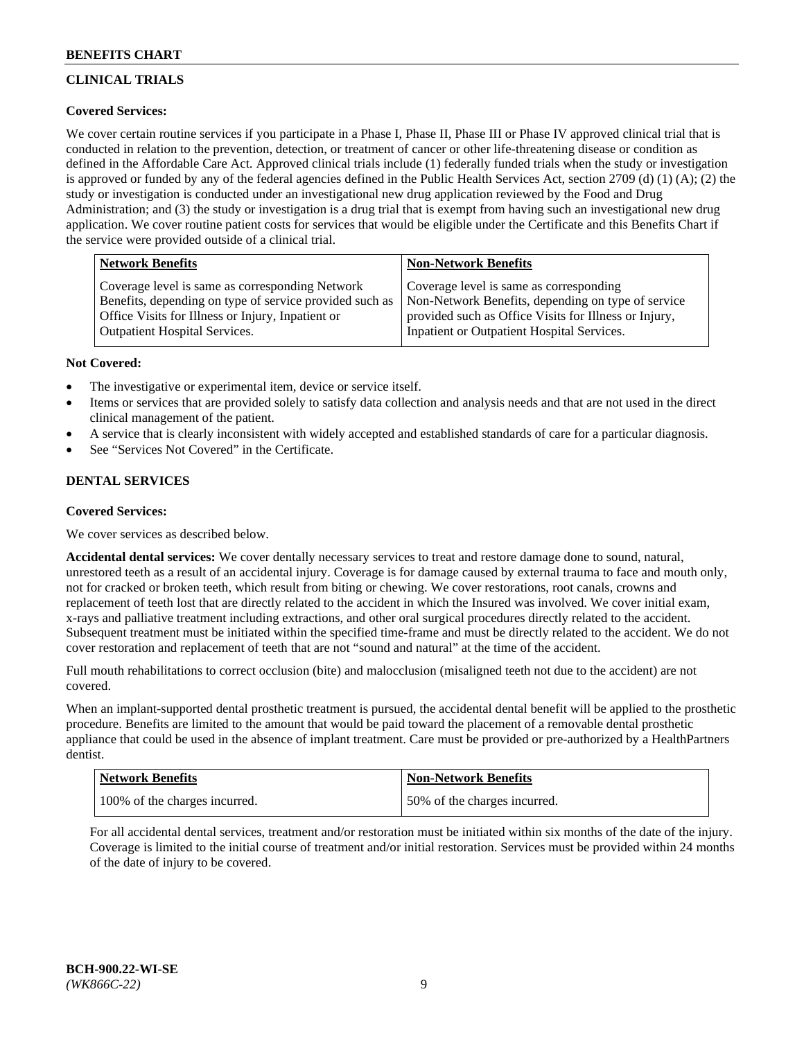## CLINICAL TRIALS

**Covered Services:**

We cover certain routine services if you participate in a Phase I, Phase II, Phase III or Phase IV approved clinical trial that is conducted in relation to the prevention, detection, or treatment of cancer or other life-threatening disease or condition as defined in the Affordable Care Act. Approved clinical trials include (1) federally funded trials when the study or investigation is approved or funded by any of the federal agencies defined in the Public Health Services Act, section 2709 (d) (1) (A); (2) the study or investigation is conducted under an investigational new drug application reviewed by the Food and Drug Administration; and (3) the study or investigation is a drug trial that is exempt from having such an investigational new drug application. We cover routine patient costs for services that would be eligible under the Certificate and this Benefits Chart if the service were provided outside of a clinical trial.

| Network Benefits | Non-Network Benefits |
|---|---|
| Coverage level is same as corresponding Network Benefits, depending on type of service provided such as Office Visits for Illness or Injury, Inpatient or Outpatient Hospital Services. | Coverage level is same as corresponding Non-Network Benefits, depending on type of service provided such as Office Visits for Illness or Injury, Inpatient or Outpatient Hospital Services. |

**Not Covered:**

- The investigative or experimental item, device or service itself.
- Items or services that are provided solely to satisfy data collection and analysis needs and that are not used in the direct clinical management of the patient.
- A service that is clearly inconsistent with widely accepted and established standards of care for a particular diagnosis.
- See "Services Not Covered" in the Certificate.

## DENTAL SERVICES

**Covered Services:**

We cover services as described below.

**Accidental dental services:** We cover dentally necessary services to treat and restore damage done to sound, natural, unrestored teeth as a result of an accidental injury. Coverage is for damage caused by external trauma to face and mouth only, not for cracked or broken teeth, which result from biting or chewing. We cover restorations, root canals, crowns and replacement of teeth lost that are directly related to the accident in which the Insured was involved. We cover initial exam, x-rays and palliative treatment including extractions, and other oral surgical procedures directly related to the accident. Subsequent treatment must be initiated within the specified time-frame and must be directly related to the accident. We do not cover restoration and replacement of teeth that are not "sound and natural" at the time of the accident.

Full mouth rehabilitations to correct occlusion (bite) and malocclusion (misaligned teeth not due to the accident) are not covered.

When an implant-supported dental prosthetic treatment is pursued, the accidental dental benefit will be applied to the prosthetic procedure. Benefits are limited to the amount that would be paid toward the placement of a removable dental prosthetic appliance that could be used in the absence of implant treatment. Care must be provided or pre-authorized by a HealthPartners dentist.

| Network Benefits | Non-Network Benefits |
|---|---|
| 100% of the charges incurred. | 50% of the charges incurred. |

For all accidental dental services, treatment and/or restoration must be initiated within six months of the date of the injury. Coverage is limited to the initial course of treatment and/or initial restoration. Services must be provided within 24 months of the date of injury to be covered.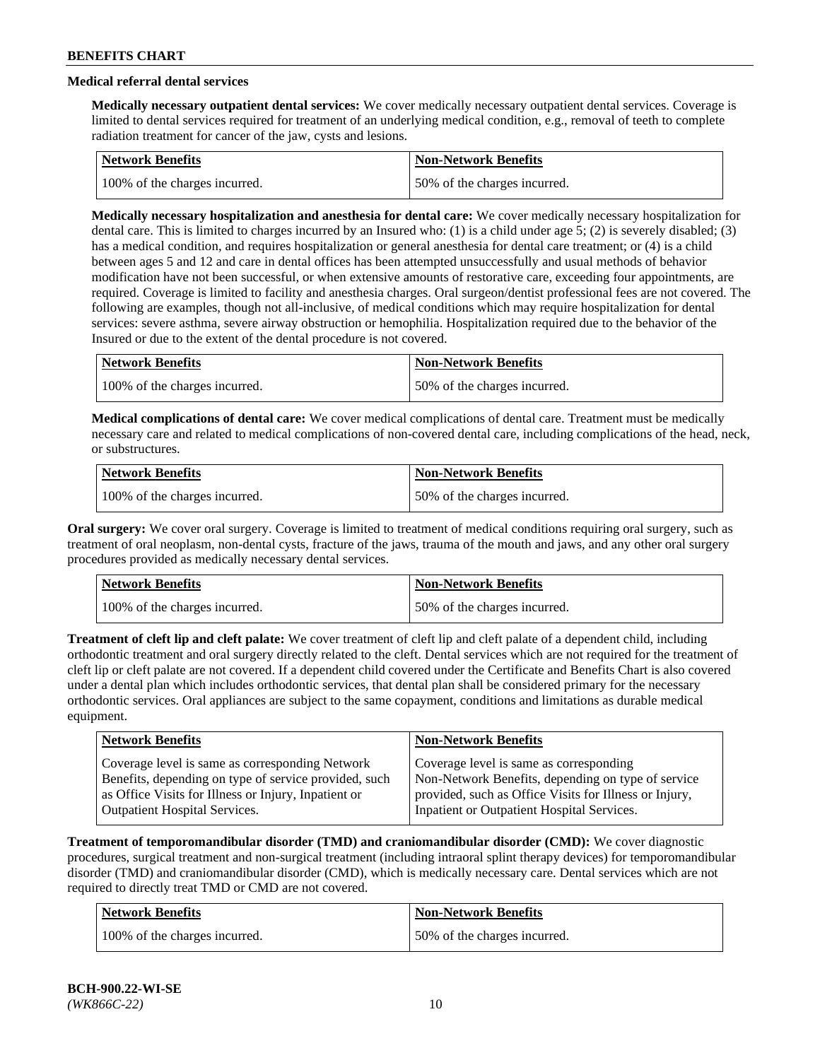### Medical referral dental services

**Medically necessary outpatient dental services:** We cover medically necessary outpatient dental services. Coverage is limited to dental services required for treatment of an underlying medical condition, e.g., removal of teeth to complete radiation treatment for cancer of the jaw, cysts and lesions.

| Network Benefits | Non-Network Benefits |
| --- | --- |
| 100% of the charges incurred. | 50% of the charges incurred. |

**Medically necessary hospitalization and anesthesia for dental care:** We cover medically necessary hospitalization for dental care. This is limited to charges incurred by an Insured who: (1) is a child under age 5; (2) is severely disabled; (3) has a medical condition, and requires hospitalization or general anesthesia for dental care treatment; or (4) is a child between ages 5 and 12 and care in dental offices has been attempted unsuccessfully and usual methods of behavior modification have not been successful, or when extensive amounts of restorative care, exceeding four appointments, are required. Coverage is limited to facility and anesthesia charges. Oral surgeon/dentist professional fees are not covered. The following are examples, though not all-inclusive, of medical conditions which may require hospitalization for dental services: severe asthma, severe airway obstruction or hemophilia. Hospitalization required due to the behavior of the Insured or due to the extent of the dental procedure is not covered.

| Network Benefits | Non-Network Benefits |
| --- | --- |
| 100% of the charges incurred. | 50% of the charges incurred. |

**Medical complications of dental care:** We cover medical complications of dental care. Treatment must be medically necessary care and related to medical complications of non-covered dental care, including complications of the head, neck, or substructures.

| Network Benefits | Non-Network Benefits |
| --- | --- |
| 100% of the charges incurred. | 50% of the charges incurred. |

**Oral surgery:** We cover oral surgery. Coverage is limited to treatment of medical conditions requiring oral surgery, such as treatment of oral neoplasm, non-dental cysts, fracture of the jaws, trauma of the mouth and jaws, and any other oral surgery procedures provided as medically necessary dental services.

| Network Benefits | Non-Network Benefits |
| --- | --- |
| 100% of the charges incurred. | 50% of the charges incurred. |

**Treatment of cleft lip and cleft palate:** We cover treatment of cleft lip and cleft palate of a dependent child, including orthodontic treatment and oral surgery directly related to the cleft. Dental services which are not required for the treatment of cleft lip or cleft palate are not covered. If a dependent child covered under the Certificate and Benefits Chart is also covered under a dental plan which includes orthodontic services, that dental plan shall be considered primary for the necessary orthodontic services. Oral appliances are subject to the same copayment, conditions and limitations as durable medical equipment.

| Network Benefits | Non-Network Benefits |
| --- | --- |
| Coverage level is same as corresponding Network Benefits, depending on type of service provided, such as Office Visits for Illness or Injury, Inpatient or Outpatient Hospital Services. | Coverage level is same as corresponding Non-Network Benefits, depending on type of service provided, such as Office Visits for Illness or Injury, Inpatient or Outpatient Hospital Services. |

**Treatment of temporomandibular disorder (TMD) and craniomandibular disorder (CMD):** We cover diagnostic procedures, surgical treatment and non-surgical treatment (including intraoral splint therapy devices) for temporomandibular disorder (TMD) and craniomandibular disorder (CMD), which is medically necessary care. Dental services which are not required to directly treat TMD or CMD are not covered.

| Network Benefits | Non-Network Benefits |
| --- | --- |
| 100% of the charges incurred. | 50% of the charges incurred. |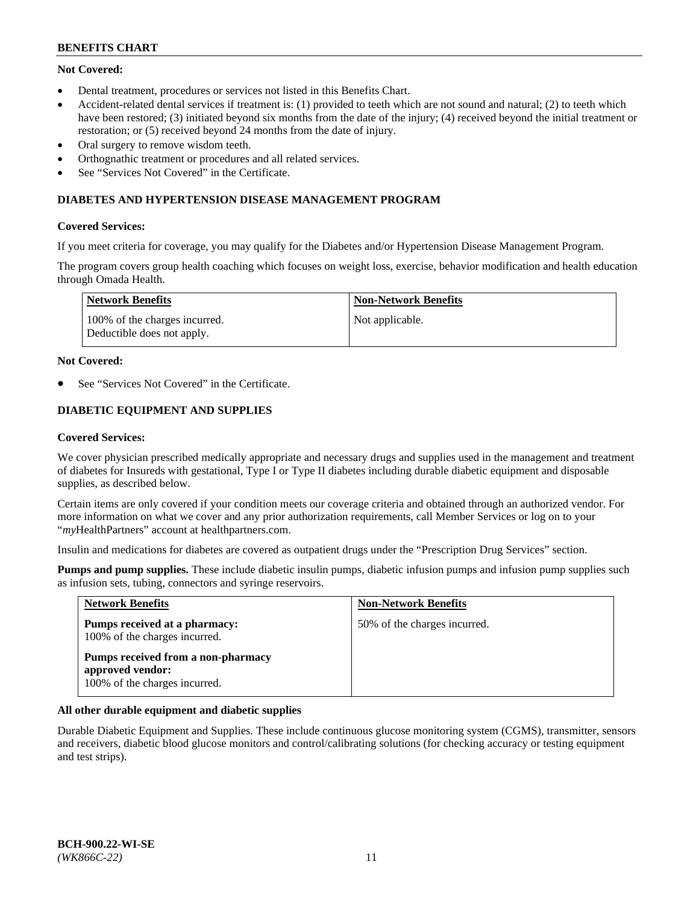**Not Covered:**

- Dental treatment, procedures or services not listed in this Benefits Chart.
- Accident-related dental services if treatment is: (1) provided to teeth which are not sound and natural; (2) to teeth which have been restored; (3) initiated beyond six months from the date of the injury; (4) received beyond the initial treatment or restoration; or (5) received beyond 24 months from the date of injury.
- Oral surgery to remove wisdom teeth.
- Orthognathic treatment or procedures and all related services.
- See "Services Not Covered" in the Certificate.

### DIABETES AND HYPERTENSION DISEASE MANAGEMENT PROGRAM

**Covered Services:**

If you meet criteria for coverage, you may qualify for the Diabetes and/or Hypertension Disease Management Program.

The program covers group health coaching which focuses on weight loss, exercise, behavior modification and health education through Omada Health.

| Network Benefits | Non-Network Benefits |
| --- | --- |
| 100% of the charges incurred. Deductible does not apply. | Not applicable. |

**Not Covered:**

- See "Services Not Covered" in the Certificate.

### DIABETIC EQUIPMENT AND SUPPLIES

**Covered Services:**

We cover physician prescribed medically appropriate and necessary drugs and supplies used in the management and treatment of diabetes for Insureds with gestational, Type I or Type II diabetes including durable diabetic equipment and disposable supplies, as described below.

Certain items are only covered if your condition meets our coverage criteria and obtained through an authorized vendor. For more information on what we cover and any prior authorization requirements, call Member Services or log on to your "*my*HealthPartners" account at healthpartners.com.

Insulin and medications for diabetes are covered as outpatient drugs under the "Prescription Drug Services" section.

**Pumps and pump supplies.** These include diabetic insulin pumps, diabetic infusion pumps and infusion pump supplies such as infusion sets, tubing, connectors and syringe reservoirs.

| Network Benefits | Non-Network Benefits |
| --- | --- |
| **Pumps received at a pharmacy:** 100% of the charges incurred. **Pumps received from a non-pharmacy approved vendor:** 100% of the charges incurred. | 50% of the charges incurred. |

**All other durable equipment and diabetic supplies**

Durable Diabetic Equipment and Supplies. These include continuous glucose monitoring system (CGMS), transmitter, sensors and receivers, diabetic blood glucose monitors and control/calibrating solutions (for checking accuracy or testing equipment and test strips).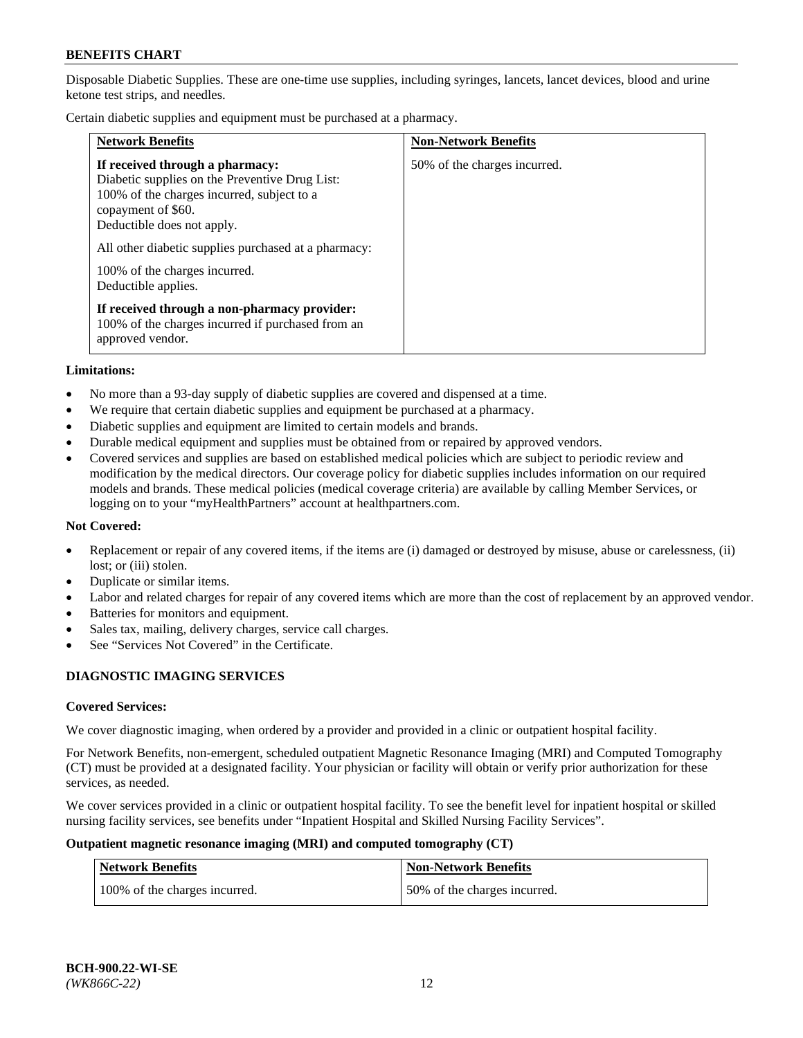Disposable Diabetic Supplies. These are one-time use supplies, including syringes, lancets, lancet devices, blood and urine ketone test strips, and needles.

Certain diabetic supplies and equipment must be purchased at a pharmacy.

| Network Benefits | Non-Network Benefits |
|---|---|
| **If received through a pharmacy:** Diabetic supplies on the Preventive Drug List: 100% of the charges incurred, subject to a copayment of $60. Deductible does not apply.<br><br>All other diabetic supplies purchased at a pharmacy:<br><br>100% of the charges incurred. Deductible applies.<br><br>**If received through a non-pharmacy provider:** 100% of the charges incurred if purchased from an approved vendor. | 50% of the charges incurred. |

**Limitations:**

- No more than a 93-day supply of diabetic supplies are covered and dispensed at a time.
- We require that certain diabetic supplies and equipment be purchased at a pharmacy.
- Diabetic supplies and equipment are limited to certain models and brands.
- Durable medical equipment and supplies must be obtained from or repaired by approved vendors.
- Covered services and supplies are based on established medical policies which are subject to periodic review and modification by the medical directors. Our coverage policy for diabetic supplies includes information on our required models and brands. These medical policies (medical coverage criteria) are available by calling Member Services, or logging on to your "myHealthPartners" account at healthpartners.com.

**Not Covered:**

- Replacement or repair of any covered items, if the items are (i) damaged or destroyed by misuse, abuse or carelessness, (ii) lost; or (iii) stolen.
- Duplicate or similar items.
- Labor and related charges for repair of any covered items which are more than the cost of replacement by an approved vendor.
- Batteries for monitors and equipment.
- Sales tax, mailing, delivery charges, service call charges.
- See "Services Not Covered" in the Certificate.

## DIAGNOSTIC IMAGING SERVICES

**Covered Services:**

We cover diagnostic imaging, when ordered by a provider and provided in a clinic or outpatient hospital facility.

For Network Benefits, non-emergent, scheduled outpatient Magnetic Resonance Imaging (MRI) and Computed Tomography (CT) must be provided at a designated facility. Your physician or facility will obtain or verify prior authorization for these services, as needed.

We cover services provided in a clinic or outpatient hospital facility. To see the benefit level for inpatient hospital or skilled nursing facility services, see benefits under "Inpatient Hospital and Skilled Nursing Facility Services".

**Outpatient magnetic resonance imaging (MRI) and computed tomography (CT)**

| Network Benefits | Non-Network Benefits |
|---|---|
| 100% of the charges incurred. | 50% of the charges incurred. |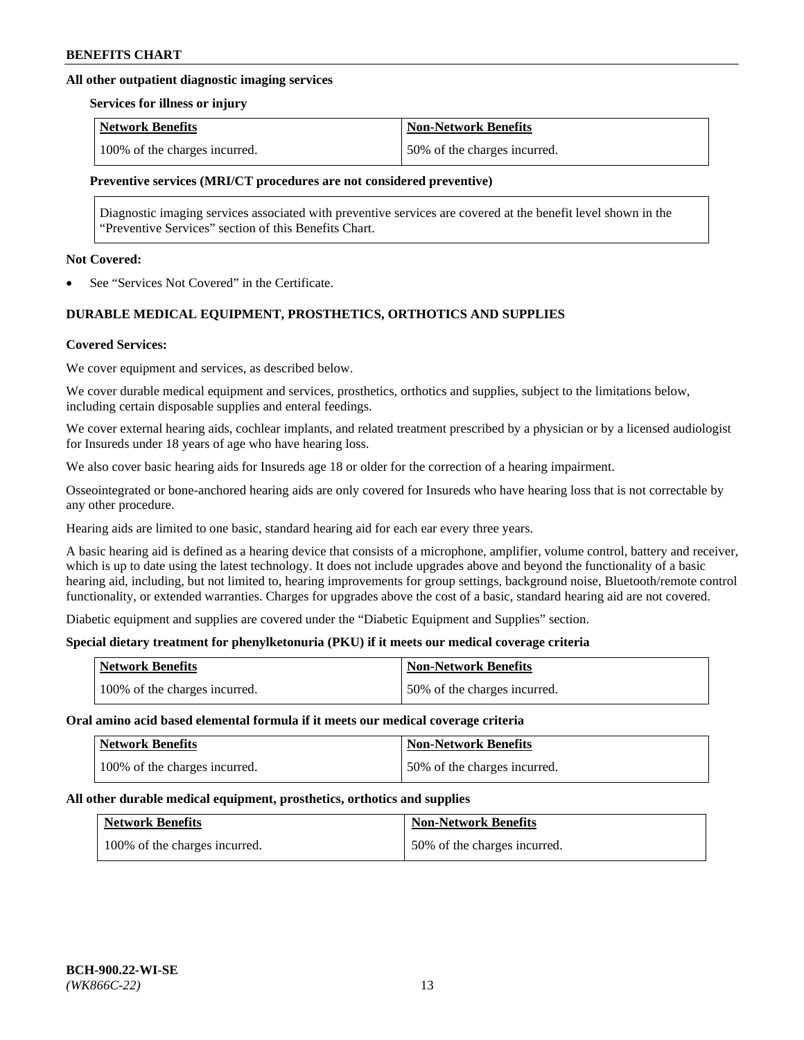**All other outpatient diagnostic imaging services**

**Services for illness or injury**

| Network Benefits | Non-Network Benefits |
| --- | --- |
| 100% of the charges incurred. | 50% of the charges incurred. |

**Preventive services (MRI/CT procedures are not considered preventive)**

Diagnostic imaging services associated with preventive services are covered at the benefit level shown in the "Preventive Services" section of this Benefits Chart.

**Not Covered:**

- See "Services Not Covered" in the Certificate.

## DURABLE MEDICAL EQUIPMENT, PROSTHETICS, ORTHOTICS AND SUPPLIES

**Covered Services:**

We cover equipment and services, as described below.

We cover durable medical equipment and services, prosthetics, orthotics and supplies, subject to the limitations below, including certain disposable supplies and enteral feedings.

We cover external hearing aids, cochlear implants, and related treatment prescribed by a physician or by a licensed audiologist for Insureds under 18 years of age who have hearing loss.

We also cover basic hearing aids for Insureds age 18 or older for the correction of a hearing impairment.

Osseointegrated or bone-anchored hearing aids are only covered for Insureds who have hearing loss that is not correctable by any other procedure.

Hearing aids are limited to one basic, standard hearing aid for each ear every three years.

A basic hearing aid is defined as a hearing device that consists of a microphone, amplifier, volume control, battery and receiver, which is up to date using the latest technology. It does not include upgrades above and beyond the functionality of a basic hearing aid, including, but not limited to, hearing improvements for group settings, background noise, Bluetooth/remote control functionality, or extended warranties. Charges for upgrades above the cost of a basic, standard hearing aid are not covered.

Diabetic equipment and supplies are covered under the "Diabetic Equipment and Supplies" section.

**Special dietary treatment for phenylketonuria (PKU) if it meets our medical coverage criteria**

| Network Benefits | Non-Network Benefits |
| --- | --- |
| 100% of the charges incurred. | 50% of the charges incurred. |

**Oral amino acid based elemental formula if it meets our medical coverage criteria**

| Network Benefits | Non-Network Benefits |
| --- | --- |
| 100% of the charges incurred. | 50% of the charges incurred. |

**All other durable medical equipment, prosthetics, orthotics and supplies**

| Network Benefits | Non-Network Benefits |
| --- | --- |
| 100% of the charges incurred. | 50% of the charges incurred. |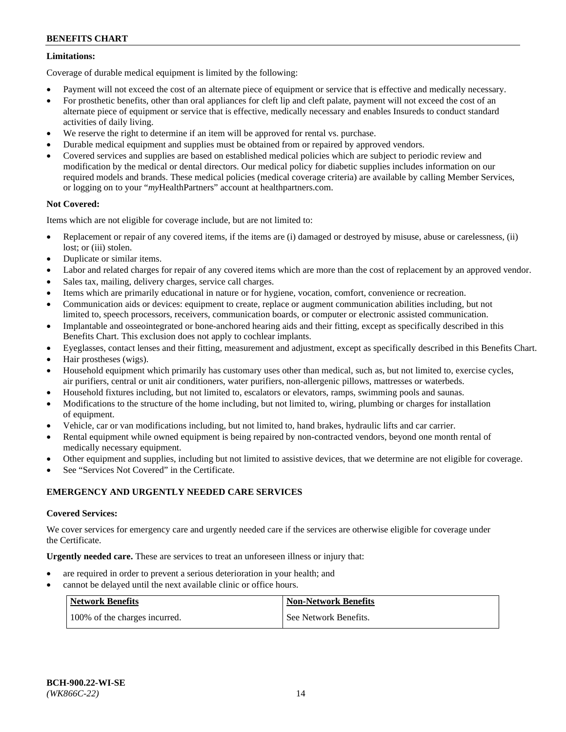**Limitations:**

Coverage of durable medical equipment is limited by the following:

- Payment will not exceed the cost of an alternate piece of equipment or service that is effective and medically necessary.
- For prosthetic benefits, other than oral appliances for cleft lip and cleft palate, payment will not exceed the cost of an alternate piece of equipment or service that is effective, medically necessary and enables Insureds to conduct standard activities of daily living.
- We reserve the right to determine if an item will be approved for rental vs. purchase.
- Durable medical equipment and supplies must be obtained from or repaired by approved vendors.
- Covered services and supplies are based on established medical policies which are subject to periodic review and modification by the medical or dental directors. Our medical policy for diabetic supplies includes information on our required models and brands. These medical policies (medical coverage criteria) are available by calling Member Services, or logging on to your "*my*HealthPartners" account at healthpartners.com.

**Not Covered:**

Items which are not eligible for coverage include, but are not limited to:

- Replacement or repair of any covered items, if the items are (i) damaged or destroyed by misuse, abuse or carelessness, (ii) lost; or (iii) stolen.
- Duplicate or similar items.
- Labor and related charges for repair of any covered items which are more than the cost of replacement by an approved vendor.
- Sales tax, mailing, delivery charges, service call charges.
- Items which are primarily educational in nature or for hygiene, vocation, comfort, convenience or recreation.
- Communication aids or devices: equipment to create, replace or augment communication abilities including, but not limited to, speech processors, receivers, communication boards, or computer or electronic assisted communication.
- Implantable and osseointegrated or bone-anchored hearing aids and their fitting, except as specifically described in this Benefits Chart. This exclusion does not apply to cochlear implants.
- Eyeglasses, contact lenses and their fitting, measurement and adjustment, except as specifically described in this Benefits Chart.
- Hair prostheses (wigs).
- Household equipment which primarily has customary uses other than medical, such as, but not limited to, exercise cycles, air purifiers, central or unit air conditioners, water purifiers, non-allergenic pillows, mattresses or waterbeds.
- Household fixtures including, but not limited to, escalators or elevators, ramps, swimming pools and saunas.
- Modifications to the structure of the home including, but not limited to, wiring, plumbing or charges for installation of equipment.
- Vehicle, car or van modifications including, but not limited to, hand brakes, hydraulic lifts and car carrier.
- Rental equipment while owned equipment is being repaired by non-contracted vendors, beyond one month rental of medically necessary equipment.
- Other equipment and supplies, including but not limited to assistive devices, that we determine are not eligible for coverage.
- See "Services Not Covered" in the Certificate.

**EMERGENCY AND URGENTLY NEEDED CARE SERVICES**

**Covered Services:**

We cover services for emergency care and urgently needed care if the services are otherwise eligible for coverage under the Certificate.

**Urgently needed care.** These are services to treat an unforeseen illness or injury that:

- are required in order to prevent a serious deterioration in your health; and
- cannot be delayed until the next available clinic or office hours.

| Network Benefits | Non-Network Benefits |
|---|---|
| 100% of the charges incurred. | See Network Benefits. |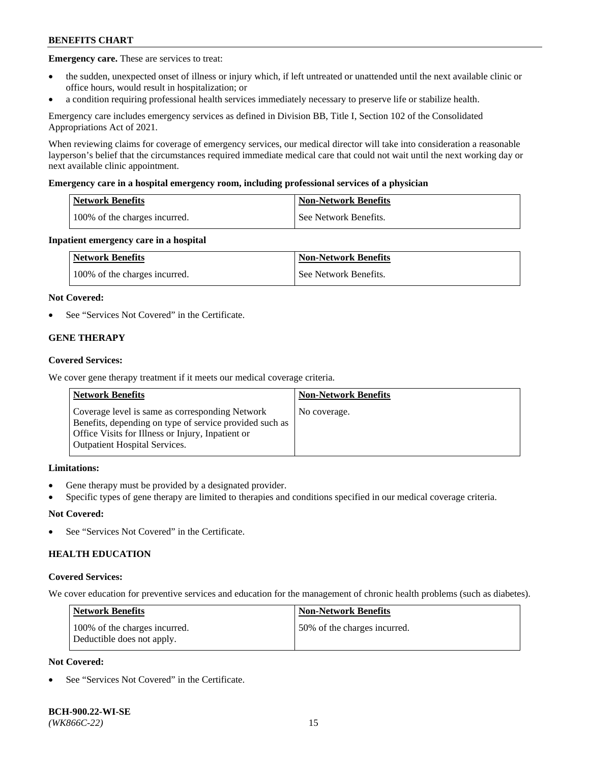**Emergency care.** These are services to treat:

- the sudden, unexpected onset of illness or injury which, if left untreated or unattended until the next available clinic or office hours, would result in hospitalization; or
- a condition requiring professional health services immediately necessary to preserve life or stabilize health.

Emergency care includes emergency services as defined in Division BB, Title I, Section 102 of the Consolidated Appropriations Act of 2021.

When reviewing claims for coverage of emergency services, our medical director will take into consideration a reasonable layperson's belief that the circumstances required immediate medical care that could not wait until the next working day or next available clinic appointment.

**Emergency care in a hospital emergency room, including professional services of a physician**

| Network Benefits | Non-Network Benefits |
|---|---|
| 100% of the charges incurred. | See Network Benefits. |

**Inpatient emergency care in a hospital**

| Network Benefits | Non-Network Benefits |
|---|---|
| 100% of the charges incurred. | See Network Benefits. |

**Not Covered:**

- See "Services Not Covered" in the Certificate.

## GENE THERAPY

**Covered Services:**

We cover gene therapy treatment if it meets our medical coverage criteria.

| Network Benefits | Non-Network Benefits |
|---|---|
| Coverage level is same as corresponding Network Benefits, depending on type of service provided such as Office Visits for Illness or Injury, Inpatient or Outpatient Hospital Services. | No coverage. |

**Limitations:**

- Gene therapy must be provided by a designated provider.
- Specific types of gene therapy are limited to therapies and conditions specified in our medical coverage criteria.

**Not Covered:**

- See "Services Not Covered" in the Certificate.

## HEALTH EDUCATION

**Covered Services:**

We cover education for preventive services and education for the management of chronic health problems (such as diabetes).

| Network Benefits | Non-Network Benefits |
|---|---|
| 100% of the charges incurred. Deductible does not apply. | 50% of the charges incurred. |

**Not Covered:**

- See "Services Not Covered" in the Certificate.

**BCH-900.22-WI-SE**
*(WK866C-22)*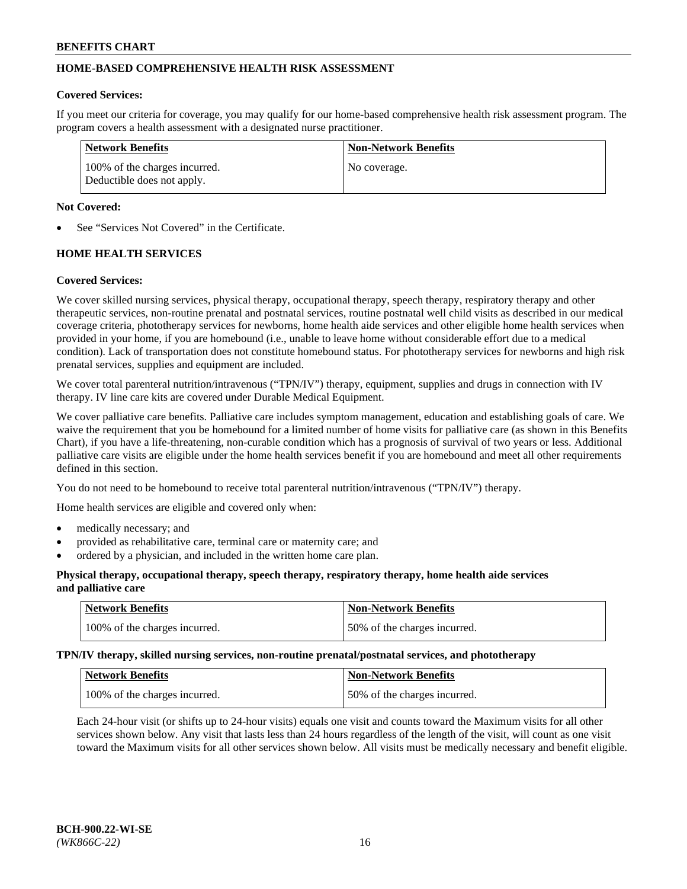## HOME-BASED COMPREHENSIVE HEALTH RISK ASSESSMENT

**Covered Services:**

If you meet our criteria for coverage, you may qualify for our home-based comprehensive health risk assessment program. The program covers a health assessment with a designated nurse practitioner.

| Network Benefits | Non-Network Benefits |
|---|---|
| 100% of the charges incurred. Deductible does not apply. | No coverage. |

**Not Covered:**

- See "Services Not Covered" in the Certificate.

## HOME HEALTH SERVICES

**Covered Services:**

We cover skilled nursing services, physical therapy, occupational therapy, speech therapy, respiratory therapy and other therapeutic services, non-routine prenatal and postnatal services, routine postnatal well child visits as described in our medical coverage criteria, phototherapy services for newborns, home health aide services and other eligible home health services when provided in your home, if you are homebound (i.e., unable to leave home without considerable effort due to a medical condition). Lack of transportation does not constitute homebound status. For phototherapy services for newborns and high risk prenatal services, supplies and equipment are included.

We cover total parenteral nutrition/intravenous ("TPN/IV") therapy, equipment, supplies and drugs in connection with IV therapy. IV line care kits are covered under Durable Medical Equipment.

We cover palliative care benefits. Palliative care includes symptom management, education and establishing goals of care. We waive the requirement that you be homebound for a limited number of home visits for palliative care (as shown in this Benefits Chart), if you have a life-threatening, non-curable condition which has a prognosis of survival of two years or less. Additional palliative care visits are eligible under the home health services benefit if you are homebound and meet all other requirements defined in this section.

You do not need to be homebound to receive total parenteral nutrition/intravenous ("TPN/IV") therapy.

Home health services are eligible and covered only when:

- medically necessary; and
- provided as rehabilitative care, terminal care or maternity care; and
- ordered by a physician, and included in the written home care plan.

**Physical therapy, occupational therapy, speech therapy, respiratory therapy, home health aide services and palliative care**

| Network Benefits | Non-Network Benefits |
|---|---|
| 100% of the charges incurred. | 50% of the charges incurred. |

**TPN/IV therapy, skilled nursing services, non-routine prenatal/postnatal services, and phototherapy**

| Network Benefits | Non-Network Benefits |
|---|---|
| 100% of the charges incurred. | 50% of the charges incurred. |

Each 24-hour visit (or shifts up to 24-hour visits) equals one visit and counts toward the Maximum visits for all other services shown below. Any visit that lasts less than 24 hours regardless of the length of the visit, will count as one visit toward the Maximum visits for all other services shown below. All visits must be medically necessary and benefit eligible.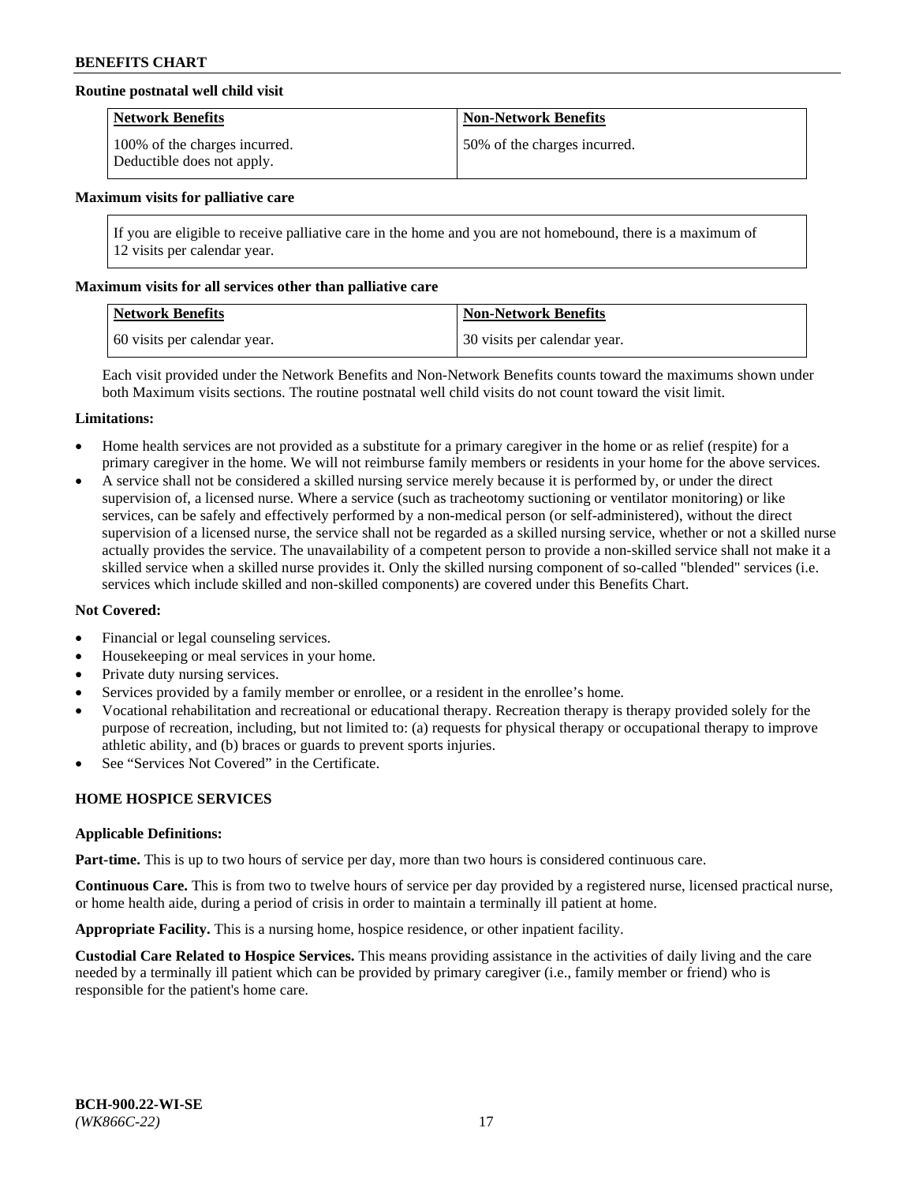**Routine postnatal well child visit**

| Network Benefits | Non-Network Benefits |
|---|---|
| 100% of the charges incurred. Deductible does not apply. | 50% of the charges incurred. |

**Maximum visits for palliative care**

| If you are eligible to receive palliative care in the home and you are not homebound, there is a maximum of 12 visits per calendar year. |
|---|

**Maximum visits for all services other than palliative care**

| Network Benefits | Non-Network Benefits |
|---|---|
| 60 visits per calendar year. | 30 visits per calendar year. |

Each visit provided under the Network Benefits and Non-Network Benefits counts toward the maximums shown under both Maximum visits sections. The routine postnatal well child visits do not count toward the visit limit.

**Limitations:**

- Home health services are not provided as a substitute for a primary caregiver in the home or as relief (respite) for a primary caregiver in the home. We will not reimburse family members or residents in your home for the above services.
- A service shall not be considered a skilled nursing service merely because it is performed by, or under the direct supervision of, a licensed nurse. Where a service (such as tracheotomy suctioning or ventilator monitoring) or like services, can be safely and effectively performed by a non-medical person (or self-administered), without the direct supervision of a licensed nurse, the service shall not be regarded as a skilled nursing service, whether or not a skilled nurse actually provides the service. The unavailability of a competent person to provide a non-skilled service shall not make it a skilled service when a skilled nurse provides it. Only the skilled nursing component of so-called "blended" services (i.e. services which include skilled and non-skilled components) are covered under this Benefits Chart.

**Not Covered:**

- Financial or legal counseling services.
- Housekeeping or meal services in your home.
- Private duty nursing services.
- Services provided by a family member or enrollee, or a resident in the enrollee's home.
- Vocational rehabilitation and recreational or educational therapy. Recreation therapy is therapy provided solely for the purpose of recreation, including, but not limited to: (a) requests for physical therapy or occupational therapy to improve athletic ability, and (b) braces or guards to prevent sports injuries.
- See "Services Not Covered" in the Certificate.

## HOME HOSPICE SERVICES

**Applicable Definitions:**

**Part-time.** This is up to two hours of service per day, more than two hours is considered continuous care.

**Continuous Care.** This is from two to twelve hours of service per day provided by a registered nurse, licensed practical nurse, or home health aide, during a period of crisis in order to maintain a terminally ill patient at home.

**Appropriate Facility.** This is a nursing home, hospice residence, or other inpatient facility.

**Custodial Care Related to Hospice Services.** This means providing assistance in the activities of daily living and the care needed by a terminally ill patient which can be provided by primary caregiver (i.e., family member or friend) who is responsible for the patient's home care.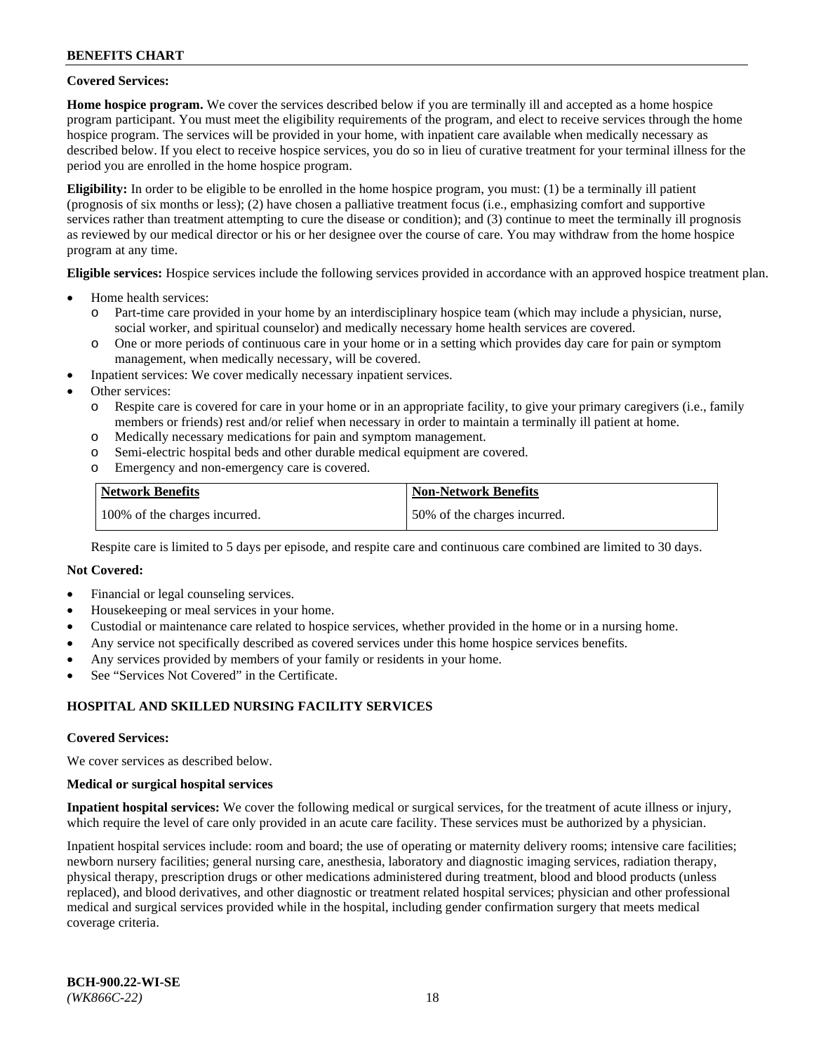**Covered Services:**

**Home hospice program.** We cover the services described below if you are terminally ill and accepted as a home hospice program participant. You must meet the eligibility requirements of the program, and elect to receive services through the home hospice program. The services will be provided in your home, with inpatient care available when medically necessary as described below. If you elect to receive hospice services, you do so in lieu of curative treatment for your terminal illness for the period you are enrolled in the home hospice program.

**Eligibility:** In order to be eligible to be enrolled in the home hospice program, you must: (1) be a terminally ill patient (prognosis of six months or less); (2) have chosen a palliative treatment focus (i.e., emphasizing comfort and supportive services rather than treatment attempting to cure the disease or condition); and (3) continue to meet the terminally ill prognosis as reviewed by our medical director or his or her designee over the course of care. You may withdraw from the home hospice program at any time.

**Eligible services:** Hospice services include the following services provided in accordance with an approved hospice treatment plan.

- Home health services:
  - Part-time care provided in your home by an interdisciplinary hospice team (which may include a physician, nurse, social worker, and spiritual counselor) and medically necessary home health services are covered.
  - One or more periods of continuous care in your home or in a setting which provides day care for pain or symptom management, when medically necessary, will be covered.
- Inpatient services: We cover medically necessary inpatient services.
- Other services:
  - Respite care is covered for care in your home or in an appropriate facility, to give your primary caregivers (i.e., family members or friends) rest and/or relief when necessary in order to maintain a terminally ill patient at home.
  - Medically necessary medications for pain and symptom management.
  - Semi-electric hospital beds and other durable medical equipment are covered.
  - Emergency and non-emergency care is covered.

| Network Benefits | Non-Network Benefits |
|---|---|
| 100% of the charges incurred. | 50% of the charges incurred. |

Respite care is limited to 5 days per episode, and respite care and continuous care combined are limited to 30 days.

**Not Covered:**

- Financial or legal counseling services.
- Housekeeping or meal services in your home.
- Custodial or maintenance care related to hospice services, whether provided in the home or in a nursing home.
- Any service not specifically described as covered services under this home hospice services benefits.
- Any services provided by members of your family or residents in your home.
- See "Services Not Covered" in the Certificate.

## HOSPITAL AND SKILLED NURSING FACILITY SERVICES

**Covered Services:**

We cover services as described below.

**Medical or surgical hospital services**

**Inpatient hospital services:** We cover the following medical or surgical services, for the treatment of acute illness or injury, which require the level of care only provided in an acute care facility. These services must be authorized by a physician.

Inpatient hospital services include: room and board; the use of operating or maternity delivery rooms; intensive care facilities; newborn nursery facilities; general nursing care, anesthesia, laboratory and diagnostic imaging services, radiation therapy, physical therapy, prescription drugs or other medications administered during treatment, blood and blood products (unless replaced), and blood derivatives, and other diagnostic or treatment related hospital services; physician and other professional medical and surgical services provided while in the hospital, including gender confirmation surgery that meets medical coverage criteria.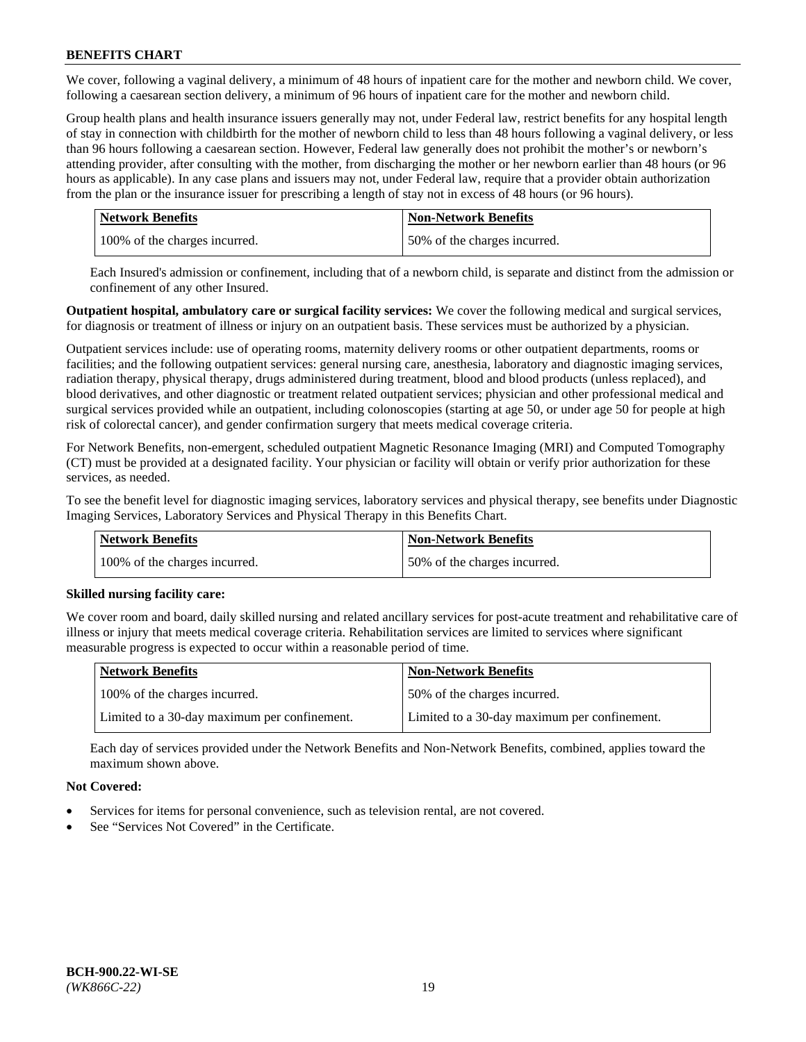We cover, following a vaginal delivery, a minimum of 48 hours of inpatient care for the mother and newborn child. We cover, following a caesarean section delivery, a minimum of 96 hours of inpatient care for the mother and newborn child.

Group health plans and health insurance issuers generally may not, under Federal law, restrict benefits for any hospital length of stay in connection with childbirth for the mother of newborn child to less than 48 hours following a vaginal delivery, or less than 96 hours following a caesarean section. However, Federal law generally does not prohibit the mother's or newborn's attending provider, after consulting with the mother, from discharging the mother or her newborn earlier than 48 hours (or 96 hours as applicable). In any case plans and issuers may not, under Federal law, require that a provider obtain authorization from the plan or the insurance issuer for prescribing a length of stay not in excess of 48 hours (or 96 hours).

| Network Benefits | Non-Network Benefits |
|---|---|
| 100% of the charges incurred. | 50% of the charges incurred. |

Each Insured's admission or confinement, including that of a newborn child, is separate and distinct from the admission or confinement of any other Insured.

**Outpatient hospital, ambulatory care or surgical facility services:** We cover the following medical and surgical services, for diagnosis or treatment of illness or injury on an outpatient basis. These services must be authorized by a physician.

Outpatient services include: use of operating rooms, maternity delivery rooms or other outpatient departments, rooms or facilities; and the following outpatient services: general nursing care, anesthesia, laboratory and diagnostic imaging services, radiation therapy, physical therapy, drugs administered during treatment, blood and blood products (unless replaced), and blood derivatives, and other diagnostic or treatment related outpatient services; physician and other professional medical and surgical services provided while an outpatient, including colonoscopies (starting at age 50, or under age 50 for people at high risk of colorectal cancer), and gender confirmation surgery that meets medical coverage criteria.

For Network Benefits, non-emergent, scheduled outpatient Magnetic Resonance Imaging (MRI) and Computed Tomography (CT) must be provided at a designated facility. Your physician or facility will obtain or verify prior authorization for these services, as needed.

To see the benefit level for diagnostic imaging services, laboratory services and physical therapy, see benefits under Diagnostic Imaging Services, Laboratory Services and Physical Therapy in this Benefits Chart.

| Network Benefits | Non-Network Benefits |
|---|---|
| 100% of the charges incurred. | 50% of the charges incurred. |

**Skilled nursing facility care:**

We cover room and board, daily skilled nursing and related ancillary services for post-acute treatment and rehabilitative care of illness or injury that meets medical coverage criteria. Rehabilitation services are limited to services where significant measurable progress is expected to occur within a reasonable period of time.

| Network Benefits | Non-Network Benefits |
|---|---|
| 100% of the charges incurred. | 50% of the charges incurred. |
| Limited to a 30-day maximum per confinement. | Limited to a 30-day maximum per confinement. |

Each day of services provided under the Network Benefits and Non-Network Benefits, combined, applies toward the maximum shown above.

**Not Covered:**

- Services for items for personal convenience, such as television rental, are not covered.
- See "Services Not Covered" in the Certificate.

**BCH-900.22-WI-SE**
*(WK866C-22)*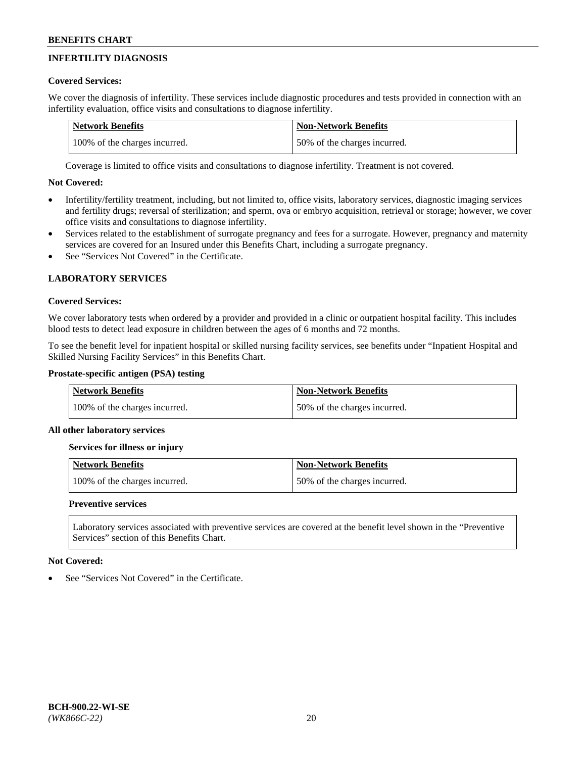## INFERTILITY DIAGNOSIS

**Covered Services:**

We cover the diagnosis of infertility. These services include diagnostic procedures and tests provided in connection with an infertility evaluation, office visits and consultations to diagnose infertility.

| Network Benefits | Non-Network Benefits |
|---|---|
| 100% of the charges incurred. | 50% of the charges incurred. |

Coverage is limited to office visits and consultations to diagnose infertility. Treatment is not covered.

**Not Covered:**

- Infertility/fertility treatment, including, but not limited to, office visits, laboratory services, diagnostic imaging services and fertility drugs; reversal of sterilization; and sperm, ova or embryo acquisition, retrieval or storage; however, we cover office visits and consultations to diagnose infertility.
- Services related to the establishment of surrogate pregnancy and fees for a surrogate. However, pregnancy and maternity services are covered for an Insured under this Benefits Chart, including a surrogate pregnancy.
- See "Services Not Covered" in the Certificate.

## LABORATORY SERVICES

**Covered Services:**

We cover laboratory tests when ordered by a provider and provided in a clinic or outpatient hospital facility. This includes blood tests to detect lead exposure in children between the ages of 6 months and 72 months.

To see the benefit level for inpatient hospital or skilled nursing facility services, see benefits under "Inpatient Hospital and Skilled Nursing Facility Services" in this Benefits Chart.

**Prostate-specific antigen (PSA) testing**

| Network Benefits | Non-Network Benefits |
|---|---|
| 100% of the charges incurred. | 50% of the charges incurred. |

**All other laboratory services**

**Services for illness or injury**

| Network Benefits | Non-Network Benefits |
|---|---|
| 100% of the charges incurred. | 50% of the charges incurred. |

**Preventive services**

Laboratory services associated with preventive services are covered at the benefit level shown in the "Preventive Services" section of this Benefits Chart.

**Not Covered:**

- See "Services Not Covered" in the Certificate.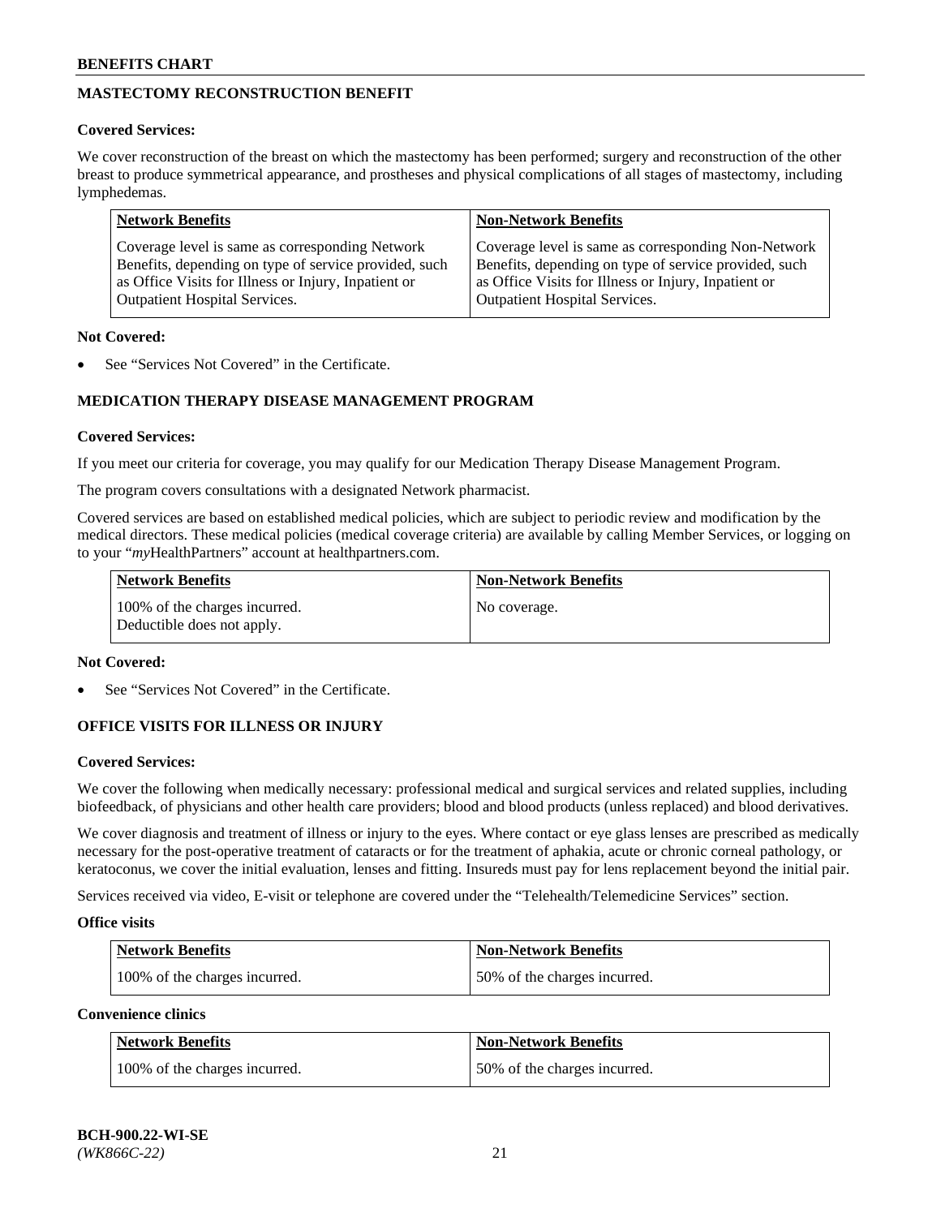## MASTECTOMY RECONSTRUCTION BENEFIT

**Covered Services:**

We cover reconstruction of the breast on which the mastectomy has been performed; surgery and reconstruction of the other breast to produce symmetrical appearance, and prostheses and physical complications of all stages of mastectomy, including lymphedemas.

| Network Benefits | Non-Network Benefits |
|---|---|
| Coverage level is same as corresponding Network Benefits, depending on type of service provided, such as Office Visits for Illness or Injury, Inpatient or Outpatient Hospital Services. | Coverage level is same as corresponding Non-Network Benefits, depending on type of service provided, such as Office Visits for Illness or Injury, Inpatient or Outpatient Hospital Services. |

**Not Covered:**

- See "Services Not Covered" in the Certificate.

## MEDICATION THERAPY DISEASE MANAGEMENT PROGRAM

**Covered Services:**

If you meet our criteria for coverage, you may qualify for our Medication Therapy Disease Management Program.

The program covers consultations with a designated Network pharmacist.

Covered services are based on established medical policies, which are subject to periodic review and modification by the medical directors. These medical policies (medical coverage criteria) are available by calling Member Services, or logging on to your "*my*HealthPartners" account at healthpartners.com.

| Network Benefits | Non-Network Benefits |
|---|---|
| 100% of the charges incurred. Deductible does not apply. | No coverage. |

**Not Covered:**

- See "Services Not Covered" in the Certificate.

## OFFICE VISITS FOR ILLNESS OR INJURY

**Covered Services:**

We cover the following when medically necessary: professional medical and surgical services and related supplies, including biofeedback, of physicians and other health care providers; blood and blood products (unless replaced) and blood derivatives.

We cover diagnosis and treatment of illness or injury to the eyes. Where contact or eye glass lenses are prescribed as medically necessary for the post-operative treatment of cataracts or for the treatment of aphakia, acute or chronic corneal pathology, or keratoconus, we cover the initial evaluation, lenses and fitting. Insureds must pay for lens replacement beyond the initial pair.

Services received via video, E-visit or telephone are covered under the "Telehealth/Telemedicine Services" section.

**Office visits**

| Network Benefits | Non-Network Benefits |
|---|---|
| 100% of the charges incurred. | 50% of the charges incurred. |

**Convenience clinics**

| Network Benefits | Non-Network Benefits |
|---|---|
| 100% of the charges incurred. | 50% of the charges incurred. |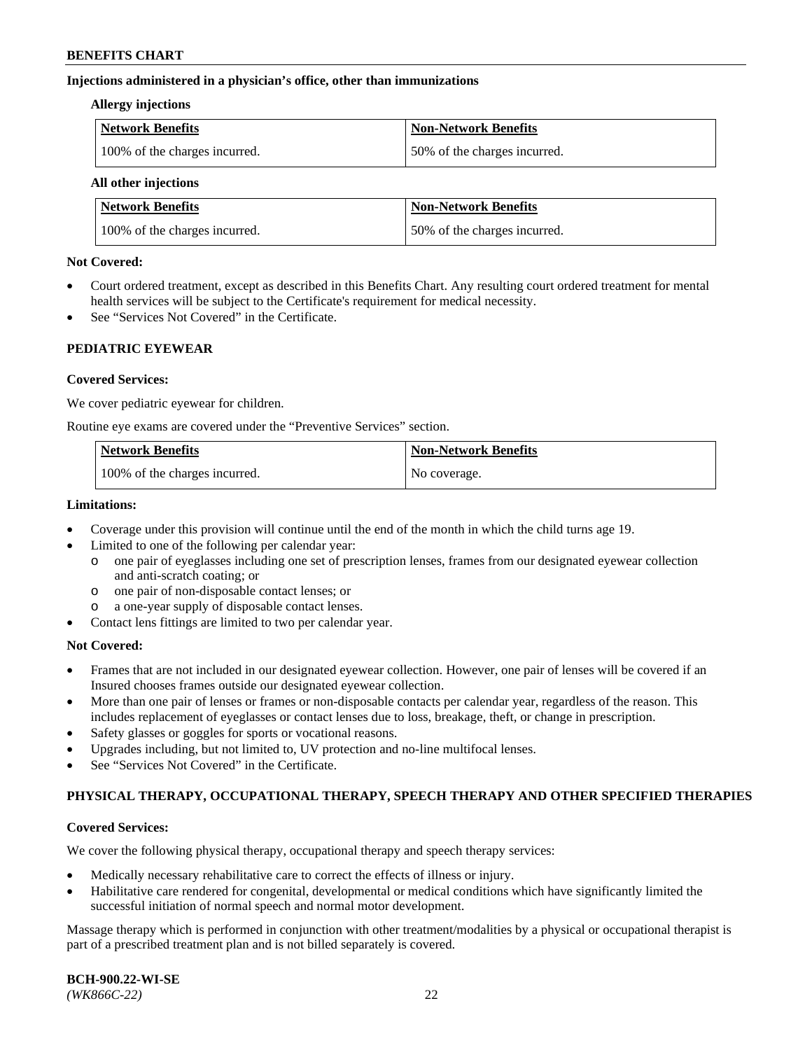**Injections administered in a physician's office, other than immunizations**

**Allergy injections**

| Network Benefits | Non-Network Benefits |
|---|---|
| 100% of the charges incurred. | 50% of the charges incurred. |

**All other injections**

| Network Benefits | Non-Network Benefits |
|---|---|
| 100% of the charges incurred. | 50% of the charges incurred. |

**Not Covered:**

- Court ordered treatment, except as described in this Benefits Chart. Any resulting court ordered treatment for mental health services will be subject to the Certificate's requirement for medical necessity.
- See "Services Not Covered" in the Certificate.

## PEDIATRIC EYEWEAR

**Covered Services:**

We cover pediatric eyewear for children.

Routine eye exams are covered under the "Preventive Services" section.

| Network Benefits | Non-Network Benefits |
|---|---|
| 100% of the charges incurred. | No coverage. |

**Limitations:**

- Coverage under this provision will continue until the end of the month in which the child turns age 19.
- Limited to one of the following per calendar year:
  - one pair of eyeglasses including one set of prescription lenses, frames from our designated eyewear collection and anti-scratch coating; or
  - one pair of non-disposable contact lenses; or
  - a one-year supply of disposable contact lenses.
- Contact lens fittings are limited to two per calendar year.

**Not Covered:**

- Frames that are not included in our designated eyewear collection. However, one pair of lenses will be covered if an Insured chooses frames outside our designated eyewear collection.
- More than one pair of lenses or frames or non-disposable contacts per calendar year, regardless of the reason. This includes replacement of eyeglasses or contact lenses due to loss, breakage, theft, or change in prescription.
- Safety glasses or goggles for sports or vocational reasons.
- Upgrades including, but not limited to, UV protection and no-line multifocal lenses.
- See "Services Not Covered" in the Certificate.

## PHYSICAL THERAPY, OCCUPATIONAL THERAPY, SPEECH THERAPY AND OTHER SPECIFIED THERAPIES

**Covered Services:**

We cover the following physical therapy, occupational therapy and speech therapy services:

- Medically necessary rehabilitative care to correct the effects of illness or injury.
- Habilitative care rendered for congenital, developmental or medical conditions which have significantly limited the successful initiation of normal speech and normal motor development.

Massage therapy which is performed in conjunction with other treatment/modalities by a physical or occupational therapist is part of a prescribed treatment plan and is not billed separately is covered.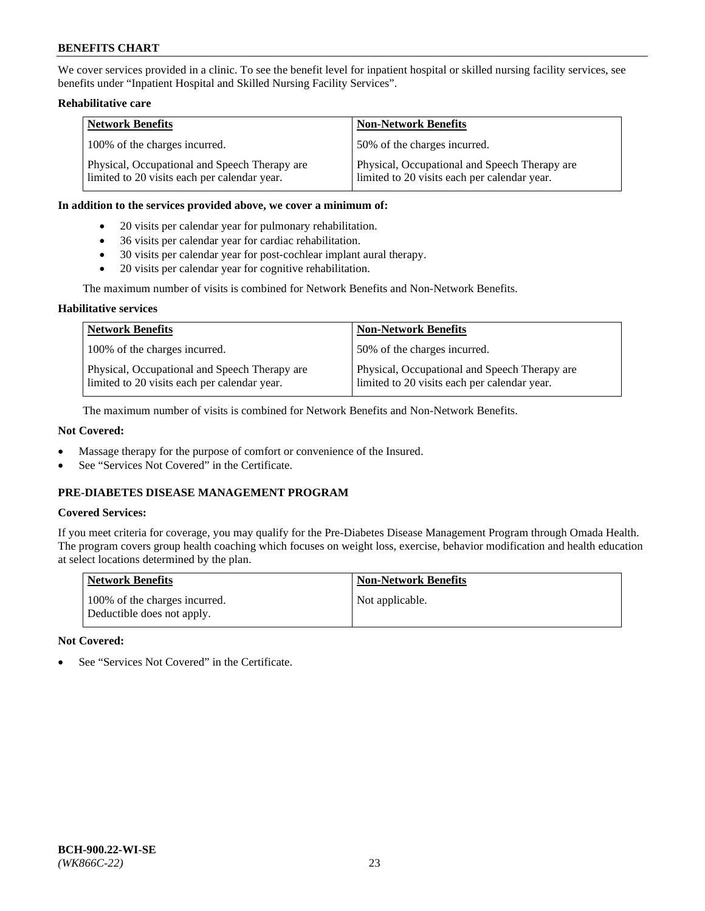We cover services provided in a clinic. To see the benefit level for inpatient hospital or skilled nursing facility services, see benefits under "Inpatient Hospital and Skilled Nursing Facility Services".

**Rehabilitative care**

| Network Benefits | Non-Network Benefits |
|---|---|
| 100% of the charges incurred. | 50% of the charges incurred. |
| Physical, Occupational and Speech Therapy are limited to 20 visits each per calendar year. | Physical, Occupational and Speech Therapy are limited to 20 visits each per calendar year. |

**In addition to the services provided above, we cover a minimum of:**

- 20 visits per calendar year for pulmonary rehabilitation.
- 36 visits per calendar year for cardiac rehabilitation.
- 30 visits per calendar year for post-cochlear implant aural therapy.
- 20 visits per calendar year for cognitive rehabilitation.

The maximum number of visits is combined for Network Benefits and Non-Network Benefits.

**Habilitative services**

| Network Benefits | Non-Network Benefits |
|---|---|
| 100% of the charges incurred. | 50% of the charges incurred. |
| Physical, Occupational and Speech Therapy are limited to 20 visits each per calendar year. | Physical, Occupational and Speech Therapy are limited to 20 visits each per calendar year. |

The maximum number of visits is combined for Network Benefits and Non-Network Benefits.

**Not Covered:**

- Massage therapy for the purpose of comfort or convenience of the Insured.
- See "Services Not Covered" in the Certificate.

## PRE-DIABETES DISEASE MANAGEMENT PROGRAM

**Covered Services:**

If you meet criteria for coverage, you may qualify for the Pre-Diabetes Disease Management Program through Omada Health. The program covers group health coaching which focuses on weight loss, exercise, behavior modification and health education at select locations determined by the plan.

| Network Benefits | Non-Network Benefits |
|---|---|
| 100% of the charges incurred. Deductible does not apply. | Not applicable. |

**Not Covered:**

- See "Services Not Covered" in the Certificate.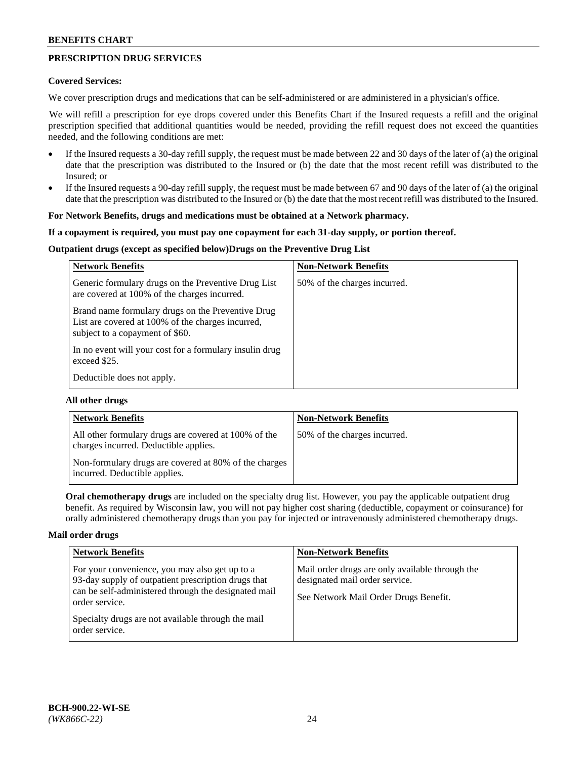## PRESCRIPTION DRUG SERVICES

**Covered Services:**

We cover prescription drugs and medications that can be self-administered or are administered in a physician's office.

We will refill a prescription for eye drops covered under this Benefits Chart if the Insured requests a refill and the original prescription specified that additional quantities would be needed, providing the refill request does not exceed the quantities needed, and the following conditions are met:

- If the Insured requests a 30-day refill supply, the request must be made between 22 and 30 days of the later of (a) the original date that the prescription was distributed to the Insured or (b) the date that the most recent refill was distributed to the Insured; or
- If the Insured requests a 90-day refill supply, the request must be made between 67 and 90 days of the later of (a) the original date that the prescription was distributed to the Insured or (b) the date that the most recent refill was distributed to the Insured.

**For Network Benefits, drugs and medications must be obtained at a Network pharmacy.**

**If a copayment is required, you must pay one copayment for each 31-day supply, or portion thereof.**

**Outpatient drugs (except as specified below)Drugs on the Preventive Drug List**

| Network Benefits | Non-Network Benefits |
|---|---|
| Generic formulary drugs on the Preventive Drug List are covered at 100% of the charges incurred.<br><br>Brand name formulary drugs on the Preventive Drug List are covered at 100% of the charges incurred, subject to a copayment of $60.<br><br>In no event will your cost for a formulary insulin drug exceed $25.<br><br>Deductible does not apply. | 50% of the charges incurred. |

**All other drugs**

| Network Benefits | Non-Network Benefits |
|---|---|
| All other formulary drugs are covered at 100% of the charges incurred. Deductible applies.<br><br>Non-formulary drugs are covered at 80% of the charges incurred. Deductible applies. | 50% of the charges incurred. |

**Oral chemotherapy drugs** are included on the specialty drug list. However, you pay the applicable outpatient drug benefit. As required by Wisconsin law, you will not pay higher cost sharing (deductible, copayment or coinsurance) for orally administered chemotherapy drugs than you pay for injected or intravenously administered chemotherapy drugs.

**Mail order drugs**

| Network Benefits | Non-Network Benefits |
|---|---|
| For your convenience, you may also get up to a 93-day supply of outpatient prescription drugs that can be self-administered through the designated mail order service.<br><br>Specialty drugs are not available through the mail order service. | Mail order drugs are only available through the designated mail order service.<br><br>See Network Mail Order Drugs Benefit. |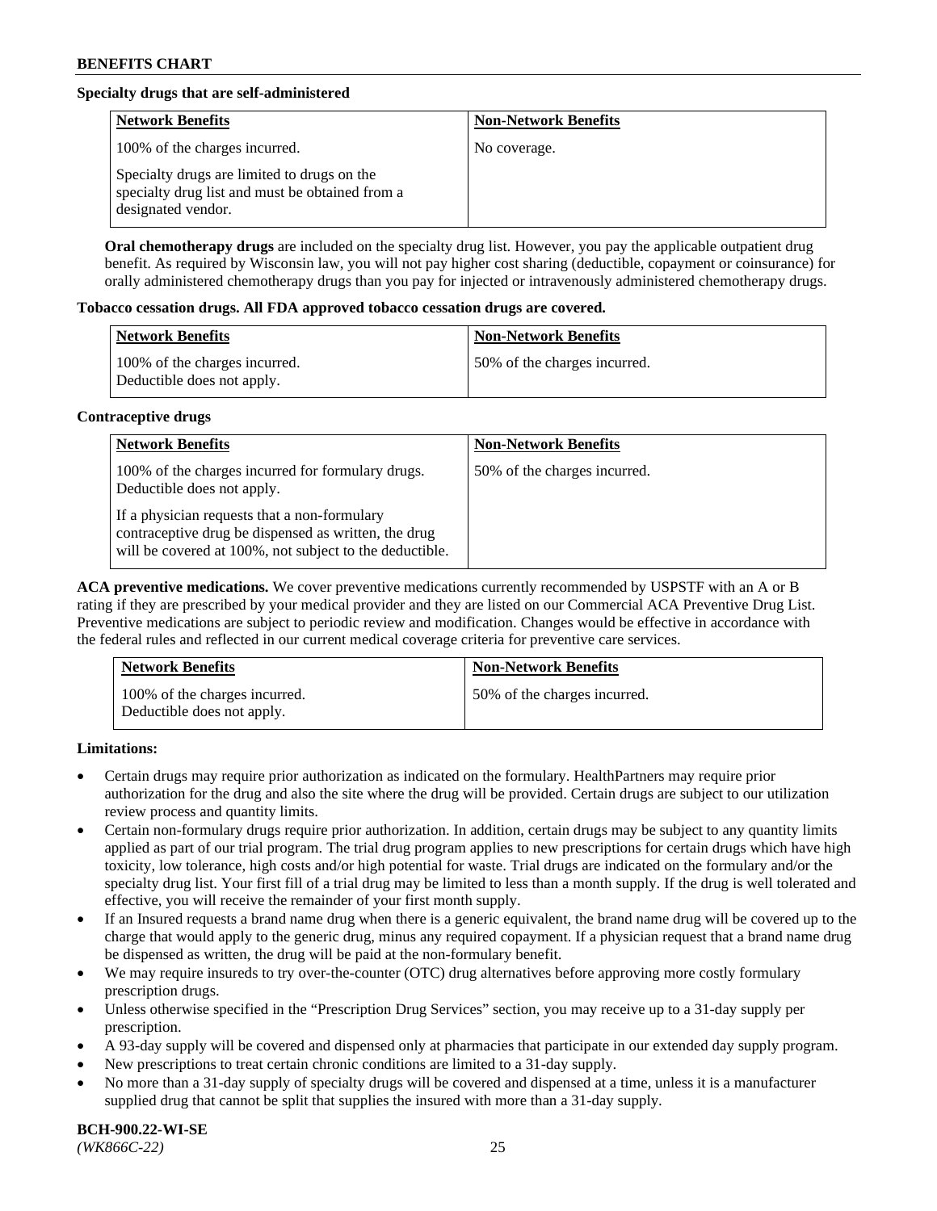**Specialty drugs that are self-administered**

| Network Benefits | Non-Network Benefits |
| --- | --- |
| 100% of the charges incurred.<br><br>Specialty drugs are limited to drugs on the specialty drug list and must be obtained from a designated vendor. | No coverage. |

**Oral chemotherapy drugs** are included on the specialty drug list. However, you pay the applicable outpatient drug benefit. As required by Wisconsin law, you will not pay higher cost sharing (deductible, copayment or coinsurance) for orally administered chemotherapy drugs than you pay for injected or intravenously administered chemotherapy drugs.

**Tobacco cessation drugs. All FDA approved tobacco cessation drugs are covered.**

| Network Benefits | Non-Network Benefits |
| --- | --- |
| 100% of the charges incurred.<br>Deductible does not apply. | 50% of the charges incurred. |

**Contraceptive drugs**

| Network Benefits | Non-Network Benefits |
| --- | --- |
| 100% of the charges incurred for formulary drugs. Deductible does not apply.<br><br>If a physician requests that a non-formulary contraceptive drug be dispensed as written, the drug will be covered at 100%, not subject to the deductible. | 50% of the charges incurred. |

**ACA preventive medications.** We cover preventive medications currently recommended by USPSTF with an A or B rating if they are prescribed by your medical provider and they are listed on our Commercial ACA Preventive Drug List. Preventive medications are subject to periodic review and modification. Changes would be effective in accordance with the federal rules and reflected in our current medical coverage criteria for preventive care services.

| Network Benefits | Non-Network Benefits |
| --- | --- |
| 100% of the charges incurred.<br>Deductible does not apply. | 50% of the charges incurred. |

**Limitations:**

- Certain drugs may require prior authorization as indicated on the formulary. HealthPartners may require prior authorization for the drug and also the site where the drug will be provided. Certain drugs are subject to our utilization review process and quantity limits.
- Certain non-formulary drugs require prior authorization. In addition, certain drugs may be subject to any quantity limits applied as part of our trial program. The trial drug program applies to new prescriptions for certain drugs which have high toxicity, low tolerance, high costs and/or high potential for waste. Trial drugs are indicated on the formulary and/or the specialty drug list. Your first fill of a trial drug may be limited to less than a month supply. If the drug is well tolerated and effective, you will receive the remainder of your first month supply.
- If an Insured requests a brand name drug when there is a generic equivalent, the brand name drug will be covered up to the charge that would apply to the generic drug, minus any required copayment. If a physician request that a brand name drug be dispensed as written, the drug will be paid at the non-formulary benefit.
- We may require insureds to try over-the-counter (OTC) drug alternatives before approving more costly formulary prescription drugs.
- Unless otherwise specified in the "Prescription Drug Services" section, you may receive up to a 31-day supply per prescription.
- A 93-day supply will be covered and dispensed only at pharmacies that participate in our extended day supply program.
- New prescriptions to treat certain chronic conditions are limited to a 31-day supply.
- No more than a 31-day supply of specialty drugs will be covered and dispensed at a time, unless it is a manufacturer supplied drug that cannot be split that supplies the insured with more than a 31-day supply.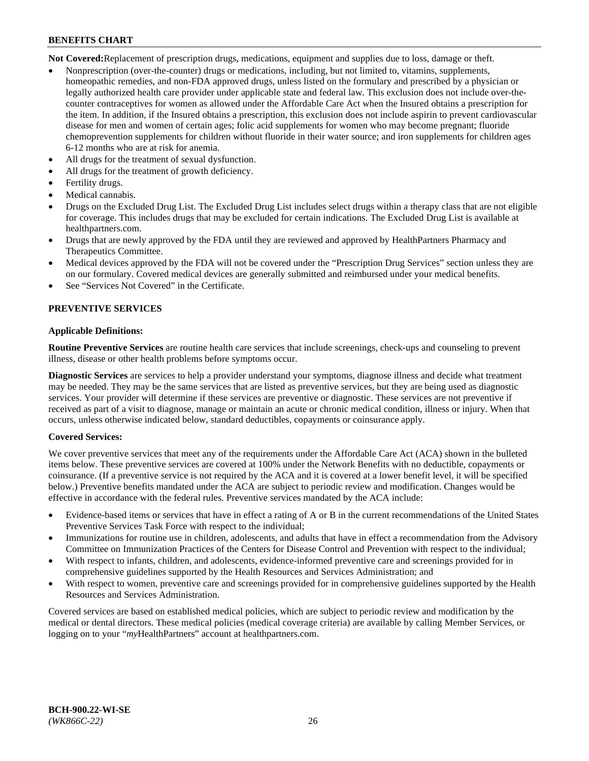**Not Covered:** Replacement of prescription drugs, medications, equipment and supplies due to loss, damage or theft.

- Nonprescription (over-the-counter) drugs or medications, including, but not limited to, vitamins, supplements, homeopathic remedies, and non-FDA approved drugs, unless listed on the formulary and prescribed by a physician or legally authorized health care provider under applicable state and federal law. This exclusion does not include over-the-counter contraceptives for women as allowed under the Affordable Care Act when the Insured obtains a prescription for the item. In addition, if the Insured obtains a prescription, this exclusion does not include aspirin to prevent cardiovascular disease for men and women of certain ages; folic acid supplements for women who may become pregnant; fluoride chemoprevention supplements for children without fluoride in their water source; and iron supplements for children ages 6-12 months who are at risk for anemia.
- All drugs for the treatment of sexual dysfunction.
- All drugs for the treatment of growth deficiency.
- Fertility drugs.
- Medical cannabis.
- Drugs on the Excluded Drug List. The Excluded Drug List includes select drugs within a therapy class that are not eligible for coverage. This includes drugs that may be excluded for certain indications. The Excluded Drug List is available at healthpartners.com.
- Drugs that are newly approved by the FDA until they are reviewed and approved by HealthPartners Pharmacy and Therapeutics Committee.
- Medical devices approved by the FDA will not be covered under the "Prescription Drug Services" section unless they are on our formulary. Covered medical devices are generally submitted and reimbursed under your medical benefits.
- See "Services Not Covered" in the Certificate.

## PREVENTIVE SERVICES

### Applicable Definitions:

**Routine Preventive Services** are routine health care services that include screenings, check-ups and counseling to prevent illness, disease or other health problems before symptoms occur.

**Diagnostic Services** are services to help a provider understand your symptoms, diagnose illness and decide what treatment may be needed. They may be the same services that are listed as preventive services, but they are being used as diagnostic services. Your provider will determine if these services are preventive or diagnostic. These services are not preventive if received as part of a visit to diagnose, manage or maintain an acute or chronic medical condition, illness or injury. When that occurs, unless otherwise indicated below, standard deductibles, copayments or coinsurance apply.

### Covered Services:

We cover preventive services that meet any of the requirements under the Affordable Care Act (ACA) shown in the bulleted items below. These preventive services are covered at 100% under the Network Benefits with no deductible, copayments or coinsurance. (If a preventive service is not required by the ACA and it is covered at a lower benefit level, it will be specified below.) Preventive benefits mandated under the ACA are subject to periodic review and modification. Changes would be effective in accordance with the federal rules. Preventive services mandated by the ACA include:

- Evidence-based items or services that have in effect a rating of A or B in the current recommendations of the United States Preventive Services Task Force with respect to the individual;
- Immunizations for routine use in children, adolescents, and adults that have in effect a recommendation from the Advisory Committee on Immunization Practices of the Centers for Disease Control and Prevention with respect to the individual;
- With respect to infants, children, and adolescents, evidence-informed preventive care and screenings provided for in comprehensive guidelines supported by the Health Resources and Services Administration; and
- With respect to women, preventive care and screenings provided for in comprehensive guidelines supported by the Health Resources and Services Administration.

Covered services are based on established medical policies, which are subject to periodic review and modification by the medical or dental directors. These medical policies (medical coverage criteria) are available by calling Member Services, or logging on to your "*my*HealthPartners" account at healthpartners.com.

**BCH-900.22-WI-SE**
*(WK866C-22)*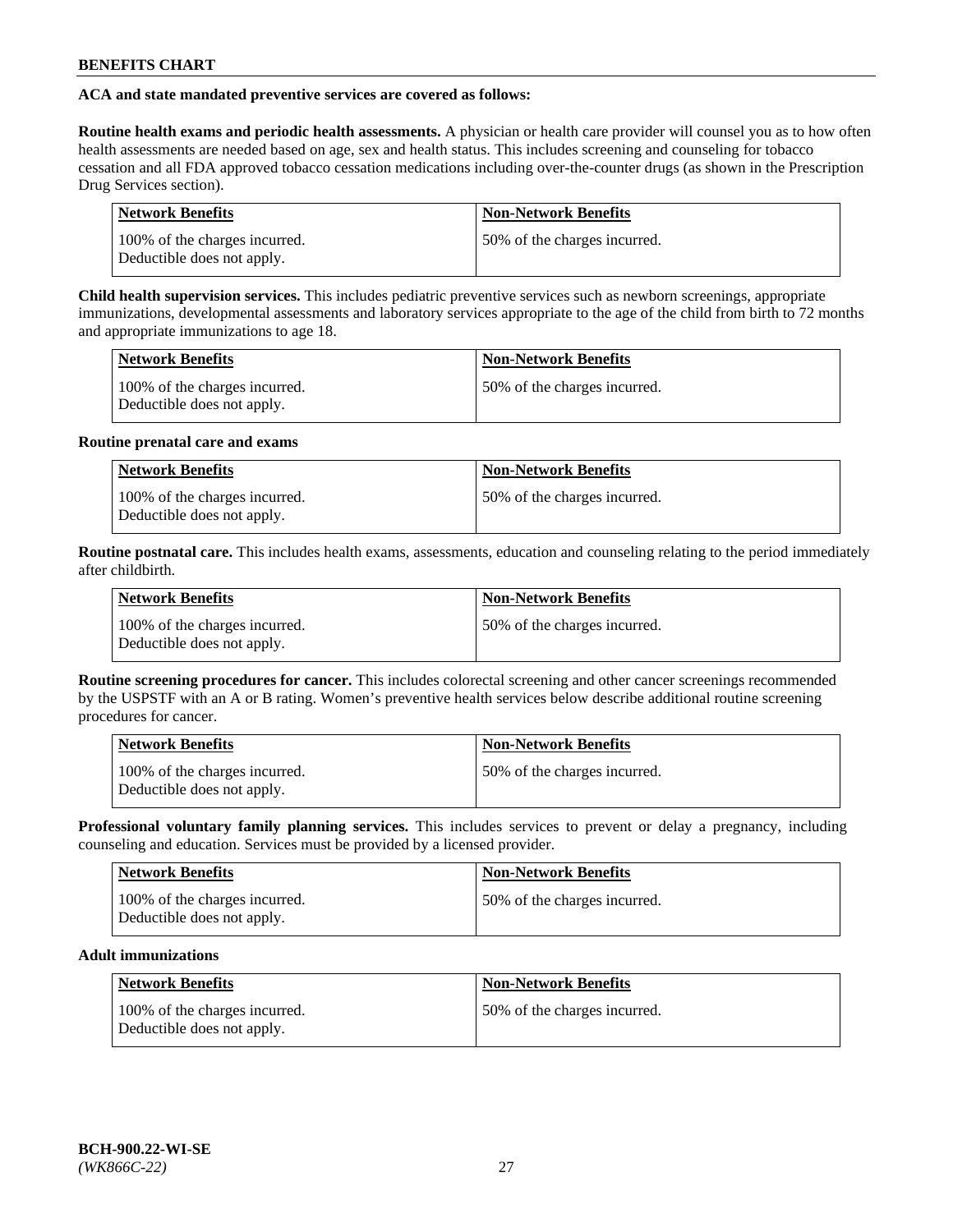**ACA and state mandated preventive services are covered as follows:**

**Routine health exams and periodic health assessments.** A physician or health care provider will counsel you as to how often health assessments are needed based on age, sex and health status. This includes screening and counseling for tobacco cessation and all FDA approved tobacco cessation medications including over-the-counter drugs (as shown in the Prescription Drug Services section).

| Network Benefits | Non-Network Benefits |
|---|---|
| 100% of the charges incurred. Deductible does not apply. | 50% of the charges incurred. |

**Child health supervision services.** This includes pediatric preventive services such as newborn screenings, appropriate immunizations, developmental assessments and laboratory services appropriate to the age of the child from birth to 72 months and appropriate immunizations to age 18.

| Network Benefits | Non-Network Benefits |
|---|---|
| 100% of the charges incurred. Deductible does not apply. | 50% of the charges incurred. |

**Routine prenatal care and exams**

| Network Benefits | Non-Network Benefits |
|---|---|
| 100% of the charges incurred. Deductible does not apply. | 50% of the charges incurred. |

**Routine postnatal care.** This includes health exams, assessments, education and counseling relating to the period immediately after childbirth.

| Network Benefits | Non-Network Benefits |
|---|---|
| 100% of the charges incurred. Deductible does not apply. | 50% of the charges incurred. |

**Routine screening procedures for cancer.** This includes colorectal screening and other cancer screenings recommended by the USPSTF with an A or B rating. Women's preventive health services below describe additional routine screening procedures for cancer.

| Network Benefits | Non-Network Benefits |
|---|---|
| 100% of the charges incurred. Deductible does not apply. | 50% of the charges incurred. |

**Professional voluntary family planning services.** This includes services to prevent or delay a pregnancy, including counseling and education. Services must be provided by a licensed provider.

| Network Benefits | Non-Network Benefits |
|---|---|
| 100% of the charges incurred. Deductible does not apply. | 50% of the charges incurred. |

**Adult immunizations**

| Network Benefits | Non-Network Benefits |
|---|---|
| 100% of the charges incurred. Deductible does not apply. | 50% of the charges incurred. |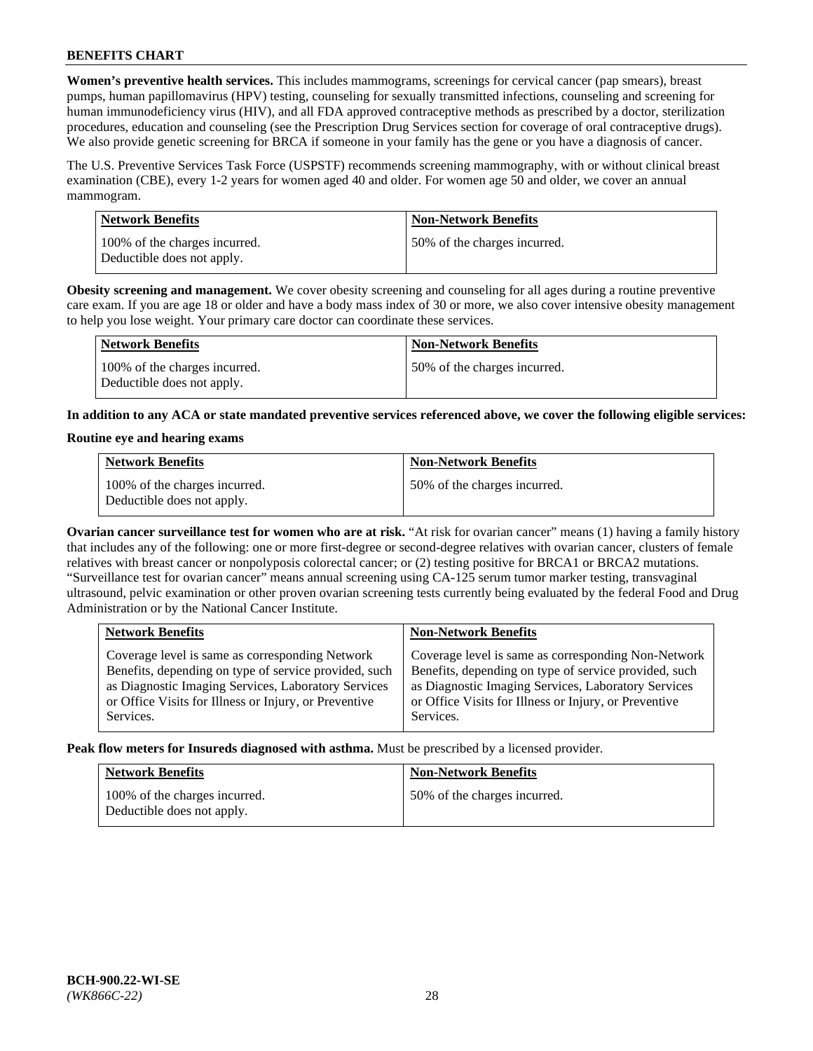**Women's preventive health services.** This includes mammograms, screenings for cervical cancer (pap smears), breast pumps, human papillomavirus (HPV) testing, counseling for sexually transmitted infections, counseling and screening for human immunodeficiency virus (HIV), and all FDA approved contraceptive methods as prescribed by a doctor, sterilization procedures, education and counseling (see the Prescription Drug Services section for coverage of oral contraceptive drugs). We also provide genetic screening for BRCA if someone in your family has the gene or you have a diagnosis of cancer.

The U.S. Preventive Services Task Force (USPSTF) recommends screening mammography, with or without clinical breast examination (CBE), every 1-2 years for women aged 40 and older. For women age 50 and older, we cover an annual mammogram.

| Network Benefits | Non-Network Benefits |
|---|---|
| 100% of the charges incurred. Deductible does not apply. | 50% of the charges incurred. |

**Obesity screening and management.** We cover obesity screening and counseling for all ages during a routine preventive care exam. If you are age 18 or older and have a body mass index of 30 or more, we also cover intensive obesity management to help you lose weight. Your primary care doctor can coordinate these services.

| Network Benefits | Non-Network Benefits |
|---|---|
| 100% of the charges incurred. Deductible does not apply. | 50% of the charges incurred. |

**In addition to any ACA or state mandated preventive services referenced above, we cover the following eligible services:**

**Routine eye and hearing exams**

| Network Benefits | Non-Network Benefits |
|---|---|
| 100% of the charges incurred. Deductible does not apply. | 50% of the charges incurred. |

**Ovarian cancer surveillance test for women who are at risk.** "At risk for ovarian cancer" means (1) having a family history that includes any of the following: one or more first-degree or second-degree relatives with ovarian cancer, clusters of female relatives with breast cancer or nonpolyposis colorectal cancer; or (2) testing positive for BRCA1 or BRCA2 mutations. "Surveillance test for ovarian cancer" means annual screening using CA-125 serum tumor marker testing, transvaginal ultrasound, pelvic examination or other proven ovarian screening tests currently being evaluated by the federal Food and Drug Administration or by the National Cancer Institute.

| Network Benefits | Non-Network Benefits |
|---|---|
| Coverage level is same as corresponding Network Benefits, depending on type of service provided, such as Diagnostic Imaging Services, Laboratory Services or Office Visits for Illness or Injury, or Preventive Services. | Coverage level is same as corresponding Non-Network Benefits, depending on type of service provided, such as Diagnostic Imaging Services, Laboratory Services or Office Visits for Illness or Injury, or Preventive Services. |

**Peak flow meters for Insureds diagnosed with asthma.** Must be prescribed by a licensed provider.

| Network Benefits | Non-Network Benefits |
|---|---|
| 100% of the charges incurred. Deductible does not apply. | 50% of the charges incurred. |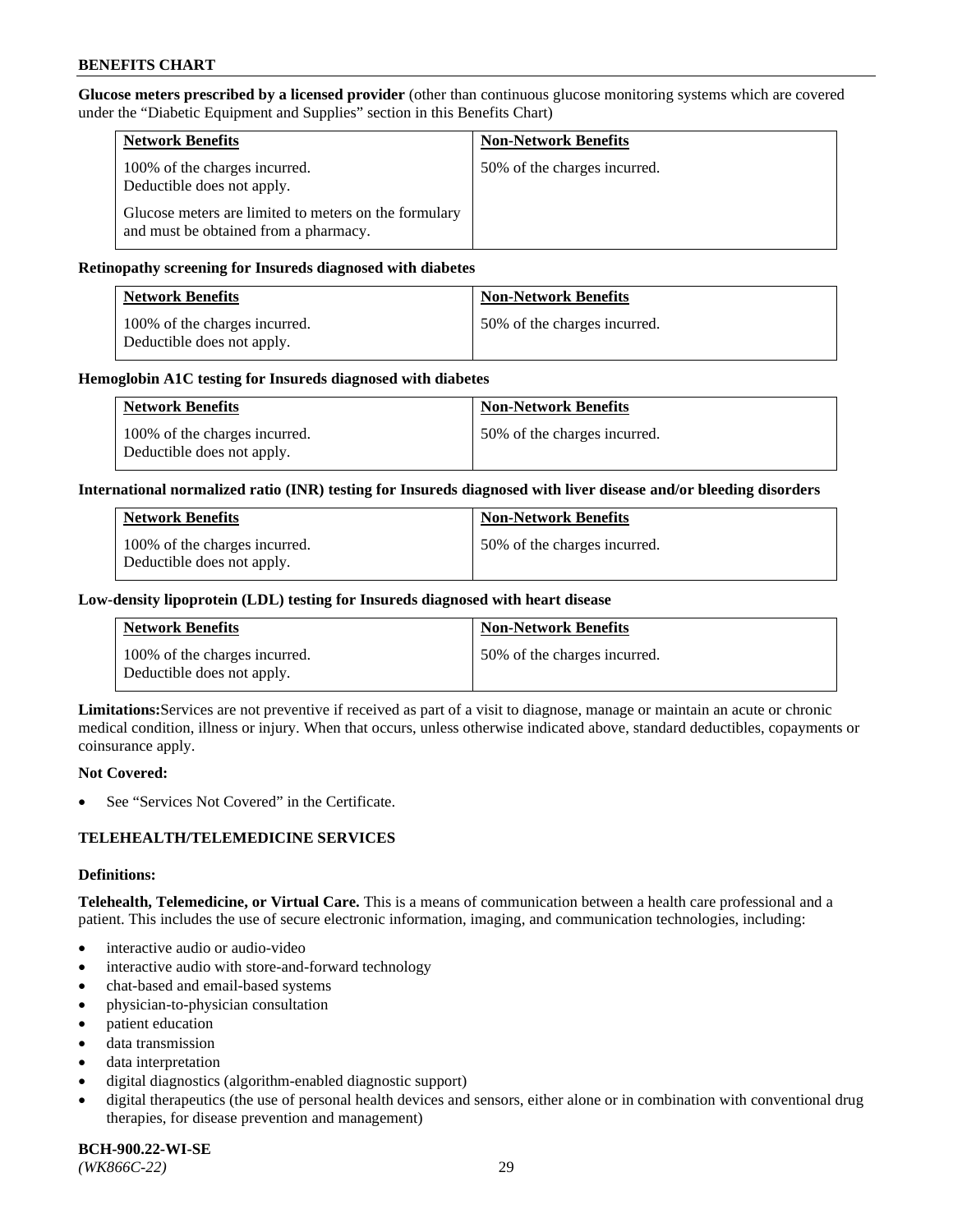**Glucose meters prescribed by a licensed provider** (other than continuous glucose monitoring systems which are covered under the "Diabetic Equipment and Supplies" section in this Benefits Chart)

| Network Benefits | Non-Network Benefits |
| --- | --- |
| 100% of the charges incurred. Deductible does not apply. Glucose meters are limited to meters on the formulary and must be obtained from a pharmacy. | 50% of the charges incurred. |

**Retinopathy screening for Insureds diagnosed with diabetes**

| Network Benefits | Non-Network Benefits |
| --- | --- |
| 100% of the charges incurred. Deductible does not apply. | 50% of the charges incurred. |

**Hemoglobin A1C testing for Insureds diagnosed with diabetes**

| Network Benefits | Non-Network Benefits |
| --- | --- |
| 100% of the charges incurred. Deductible does not apply. | 50% of the charges incurred. |

**International normalized ratio (INR) testing for Insureds diagnosed with liver disease and/or bleeding disorders**

| Network Benefits | Non-Network Benefits |
| --- | --- |
| 100% of the charges incurred. Deductible does not apply. | 50% of the charges incurred. |

**Low-density lipoprotein (LDL) testing for Insureds diagnosed with heart disease**

| Network Benefits | Non-Network Benefits |
| --- | --- |
| 100% of the charges incurred. Deductible does not apply. | 50% of the charges incurred. |

**Limitations:** Services are not preventive if received as part of a visit to diagnose, manage or maintain an acute or chronic medical condition, illness or injury. When that occurs, unless otherwise indicated above, standard deductibles, copayments or coinsurance apply.

**Not Covered:**

- See "Services Not Covered" in the Certificate.

## TELEHEALTH/TELEMEDICINE SERVICES

**Definitions:**

**Telehealth, Telemedicine, or Virtual Care.** This is a means of communication between a health care professional and a patient. This includes the use of secure electronic information, imaging, and communication technologies, including:

- interactive audio or audio-video
- interactive audio with store-and-forward technology
- chat-based and email-based systems
- physician-to-physician consultation
- patient education
- data transmission
- data interpretation
- digital diagnostics (algorithm-enabled diagnostic support)
- digital therapeutics (the use of personal health devices and sensors, either alone or in combination with conventional drug therapies, for disease prevention and management)

**BCH-900.22-WI-SE**
*(WK866C-22)*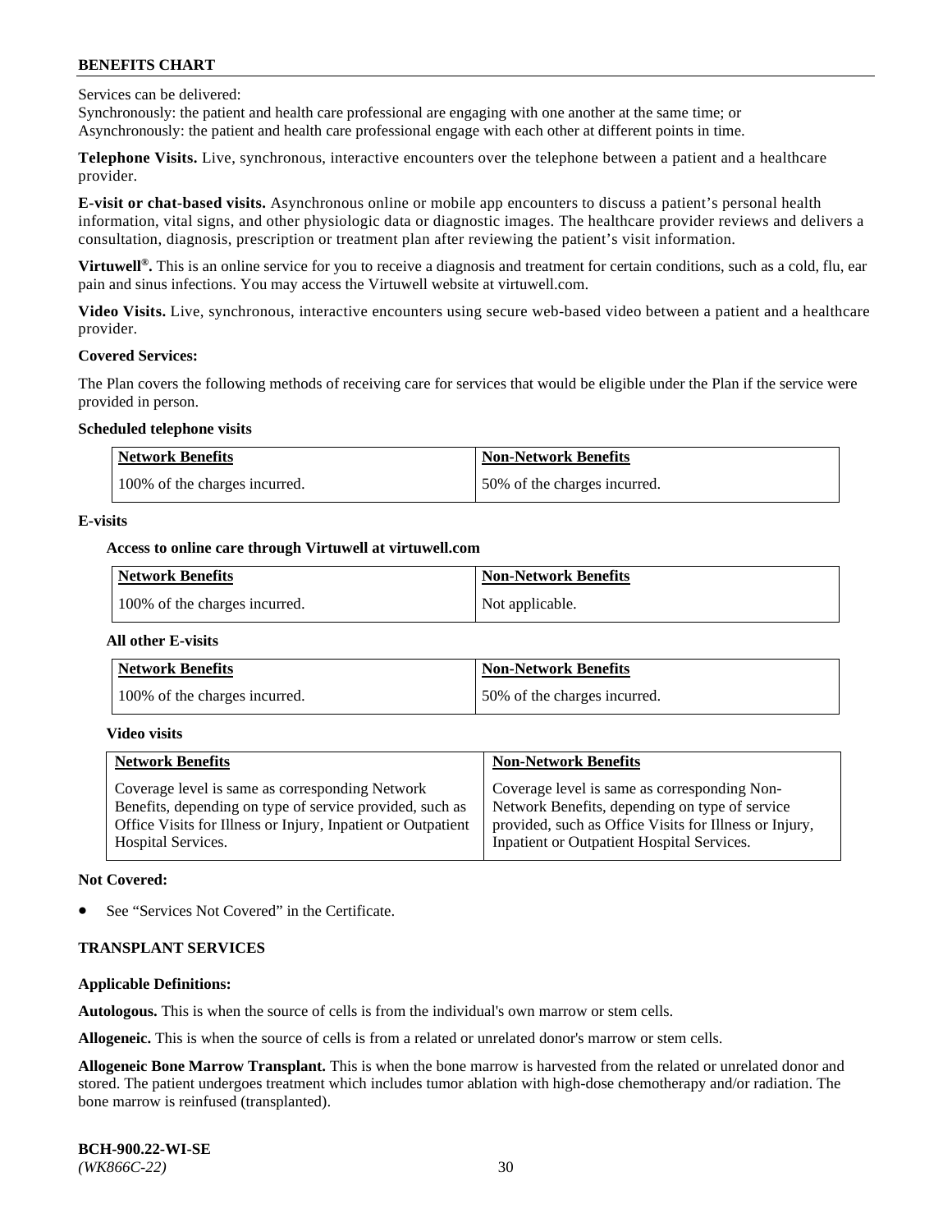Services can be delivered:

Synchronously: the patient and health care professional are engaging with one another at the same time; or

Asynchronously: the patient and health care professional engage with each other at different points in time.

**Telephone Visits.** Live, synchronous, interactive encounters over the telephone between a patient and a healthcare provider.

**E-visit or chat-based visits.** Asynchronous online or mobile app encounters to discuss a patient's personal health information, vital signs, and other physiologic data or diagnostic images. The healthcare provider reviews and delivers a consultation, diagnosis, prescription or treatment plan after reviewing the patient's visit information.

**Virtuwell®.** This is an online service for you to receive a diagnosis and treatment for certain conditions, such as a cold, flu, ear pain and sinus infections. You may access the Virtuwell website at virtuwell.com.

**Video Visits.** Live, synchronous, interactive encounters using secure web-based video between a patient and a healthcare provider.

**Covered Services:**

The Plan covers the following methods of receiving care for services that would be eligible under the Plan if the service were provided in person.

**Scheduled telephone visits**

| Network Benefits | Non-Network Benefits |
|---|---|
| 100% of the charges incurred. | 50% of the charges incurred. |

**E-visits**

**Access to online care through Virtuwell at virtuwell.com**

| Network Benefits | Non-Network Benefits |
|---|---|
| 100% of the charges incurred. | Not applicable. |

**All other E-visits**

| Network Benefits | Non-Network Benefits |
|---|---|
| 100% of the charges incurred. | 50% of the charges incurred. |

**Video visits**

| Network Benefits | Non-Network Benefits |
|---|---|
| Coverage level is same as corresponding Network Benefits, depending on type of service provided, such as Office Visits for Illness or Injury, Inpatient or Outpatient Hospital Services. | Coverage level is same as corresponding Non-Network Benefits, depending on type of service provided, such as Office Visits for Illness or Injury, Inpatient or Outpatient Hospital Services. |

**Not Covered:**

- See "Services Not Covered" in the Certificate.

**TRANSPLANT SERVICES**

**Applicable Definitions:**

**Autologous.** This is when the source of cells is from the individual's own marrow or stem cells.

**Allogeneic.** This is when the source of cells is from a related or unrelated donor's marrow or stem cells.

**Allogeneic Bone Marrow Transplant.** This is when the bone marrow is harvested from the related or unrelated donor and stored. The patient undergoes treatment which includes tumor ablation with high-dose chemotherapy and/or radiation. The bone marrow is reinfused (transplanted).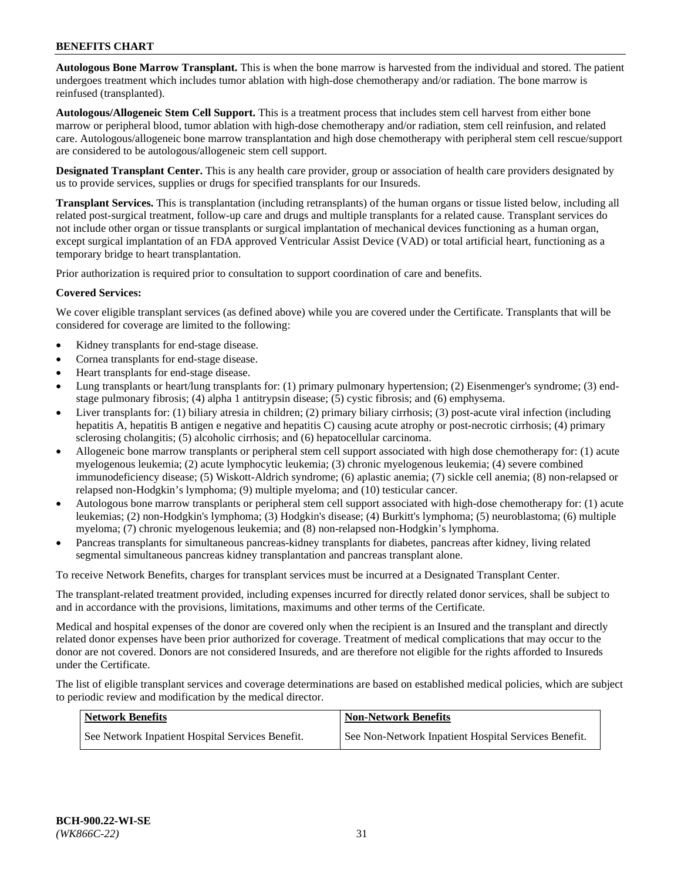**Autologous Bone Marrow Transplant.** This is when the bone marrow is harvested from the individual and stored. The patient undergoes treatment which includes tumor ablation with high-dose chemotherapy and/or radiation. The bone marrow is reinfused (transplanted).

**Autologous/Allogeneic Stem Cell Support.** This is a treatment process that includes stem cell harvest from either bone marrow or peripheral blood, tumor ablation with high-dose chemotherapy and/or radiation, stem cell reinfusion, and related care. Autologous/allogeneic bone marrow transplantation and high dose chemotherapy with peripheral stem cell rescue/support are considered to be autologous/allogeneic stem cell support.

**Designated Transplant Center.** This is any health care provider, group or association of health care providers designated by us to provide services, supplies or drugs for specified transplants for our Insureds.

**Transplant Services.** This is transplantation (including retransplants) of the human organs or tissue listed below, including all related post-surgical treatment, follow-up care and drugs and multiple transplants for a related cause. Transplant services do not include other organ or tissue transplants or surgical implantation of mechanical devices functioning as a human organ, except surgical implantation of an FDA approved Ventricular Assist Device (VAD) or total artificial heart, functioning as a temporary bridge to heart transplantation.

Prior authorization is required prior to consultation to support coordination of care and benefits.

**Covered Services:**

We cover eligible transplant services (as defined above) while you are covered under the Certificate. Transplants that will be considered for coverage are limited to the following:

- Kidney transplants for end-stage disease.
- Cornea transplants for end-stage disease.
- Heart transplants for end-stage disease.
- Lung transplants or heart/lung transplants for: (1) primary pulmonary hypertension; (2) Eisenmenger's syndrome; (3) end-stage pulmonary fibrosis; (4) alpha 1 antitrypsin disease; (5) cystic fibrosis; and (6) emphysema.
- Liver transplants for: (1) biliary atresia in children; (2) primary biliary cirrhosis; (3) post-acute viral infection (including hepatitis A, hepatitis B antigen e negative and hepatitis C) causing acute atrophy or post-necrotic cirrhosis; (4) primary sclerosing cholangitis; (5) alcoholic cirrhosis; and (6) hepatocellular carcinoma.
- Allogeneic bone marrow transplants or peripheral stem cell support associated with high dose chemotherapy for: (1) acute myelogenous leukemia; (2) acute lymphocytic leukemia; (3) chronic myelogenous leukemia; (4) severe combined immunodeficiency disease; (5) Wiskott-Aldrich syndrome; (6) aplastic anemia; (7) sickle cell anemia; (8) non-relapsed or relapsed non-Hodgkin's lymphoma; (9) multiple myeloma; and (10) testicular cancer.
- Autologous bone marrow transplants or peripheral stem cell support associated with high-dose chemotherapy for: (1) acute leukemias; (2) non-Hodgkin's lymphoma; (3) Hodgkin's disease; (4) Burkitt's lymphoma; (5) neuroblastoma; (6) multiple myeloma; (7) chronic myelogenous leukemia; and (8) non-relapsed non-Hodgkin's lymphoma.
- Pancreas transplants for simultaneous pancreas-kidney transplants for diabetes, pancreas after kidney, living related segmental simultaneous pancreas kidney transplantation and pancreas transplant alone.

To receive Network Benefits, charges for transplant services must be incurred at a Designated Transplant Center.

The transplant-related treatment provided, including expenses incurred for directly related donor services, shall be subject to and in accordance with the provisions, limitations, maximums and other terms of the Certificate.

Medical and hospital expenses of the donor are covered only when the recipient is an Insured and the transplant and directly related donor expenses have been prior authorized for coverage. Treatment of medical complications that may occur to the donor are not covered. Donors are not considered Insureds, and are therefore not eligible for the rights afforded to Insureds under the Certificate.

The list of eligible transplant services and coverage determinations are based on established medical policies, which are subject to periodic review and modification by the medical director.

| Network Benefits | Non-Network Benefits |
| --- | --- |
| See Network Inpatient Hospital Services Benefit. | See Non-Network Inpatient Hospital Services Benefit. |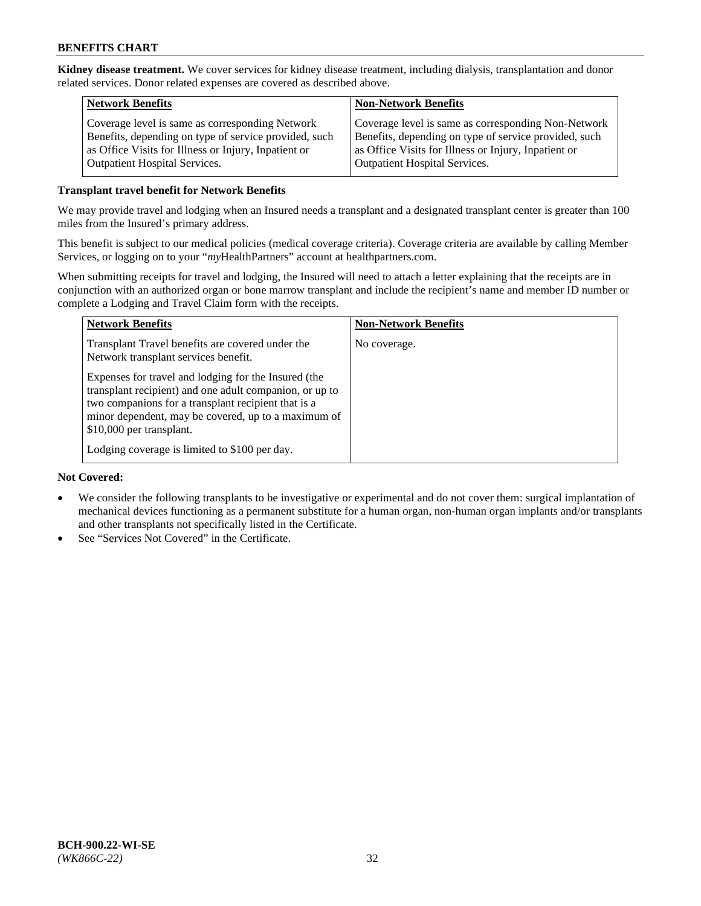**Kidney disease treatment.** We cover services for kidney disease treatment, including dialysis, transplantation and donor related services. Donor related expenses are covered as described above.

| Network Benefits | Non-Network Benefits |
| --- | --- |
| Coverage level is same as corresponding Network Benefits, depending on type of service provided, such as Office Visits for Illness or Injury, Inpatient or Outpatient Hospital Services. | Coverage level is same as corresponding Non-Network Benefits, depending on type of service provided, such as Office Visits for Illness or Injury, Inpatient or Outpatient Hospital Services. |

**Transplant travel benefit for Network Benefits**

We may provide travel and lodging when an Insured needs a transplant and a designated transplant center is greater than 100 miles from the Insured's primary address.

This benefit is subject to our medical policies (medical coverage criteria). Coverage criteria are available by calling Member Services, or logging on to your "*my*HealthPartners" account at healthpartners.com.

When submitting receipts for travel and lodging, the Insured will need to attach a letter explaining that the receipts are in conjunction with an authorized organ or bone marrow transplant and include the recipient's name and member ID number or complete a Lodging and Travel Claim form with the receipts.

| Network Benefits | Non-Network Benefits |
| --- | --- |
| Transplant Travel benefits are covered under the Network transplant services benefit.<br><br>Expenses for travel and lodging for the Insured (the transplant recipient) and one adult companion, or up to two companions for a transplant recipient that is a minor dependent, may be covered, up to a maximum of $10,000 per transplant.<br><br>Lodging coverage is limited to $100 per day. | No coverage. |

**Not Covered:**

- We consider the following transplants to be investigative or experimental and do not cover them: surgical implantation of mechanical devices functioning as a permanent substitute for a human organ, non-human organ implants and/or transplants and other transplants not specifically listed in the Certificate.
- See "Services Not Covered" in the Certificate.